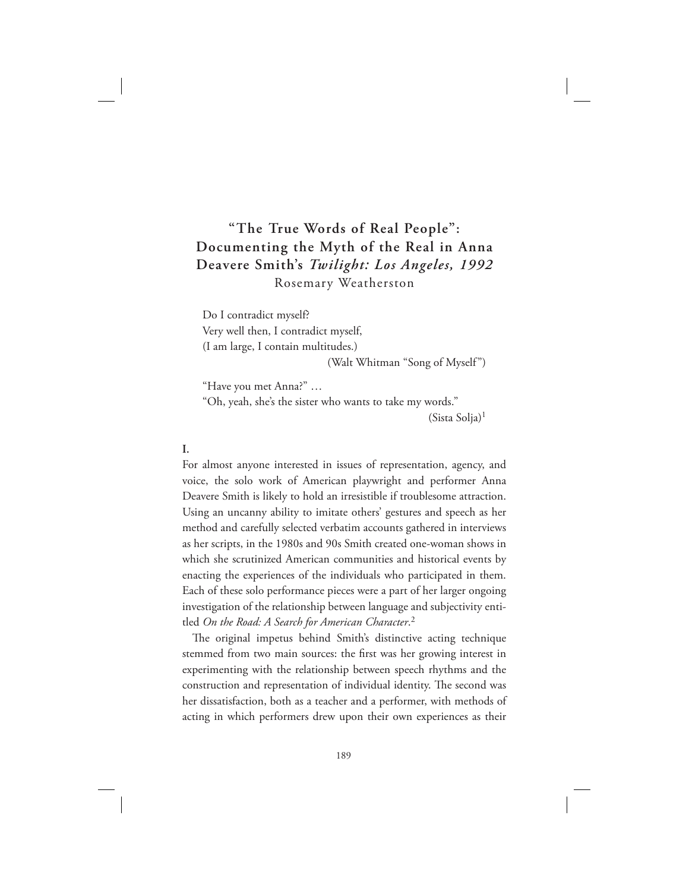# "The True Words of Real People": Documenting the Myth of the Real in Anna Deavere Smith's *Twilight: Los Angeles, 1992*

Rosemary Weatherston

> Do I contradict myself?
> Very well then, I contradict myself,
> (I am large, I contain multitudes.)
>
> (Walt Whitman "Song of Myself")

> "Have you met Anna?" …
> "Oh, yeah, she's the sister who wants to take my words."
>
> (Sista Solja)[1]

## I.

For almost anyone interested in issues of representation, agency, and voice, the solo work of American playwright and performer Anna Deavere Smith is likely to hold an irresistible if troublesome attraction. Using an uncanny ability to imitate others' gestures and speech as her method and carefully selected verbatim accounts gathered in interviews as her scripts, in the 1980s and 90s Smith created one-woman shows in which she scrutinized American communities and historical events by enacting the experiences of the individuals who participated in them. Each of these solo performance pieces were a part of her larger ongoing investigation of the relationship between language and subjectivity entitled *On the Road: A Search for American Character*.[2]

The original impetus behind Smith's distinctive acting technique stemmed from two main sources: the first was her growing interest in experimenting with the relationship between speech rhythms and the construction and representation of individual identity. The second was her dissatisfaction, both as a teacher and a performer, with methods of acting in which performers drew upon their own experiences as their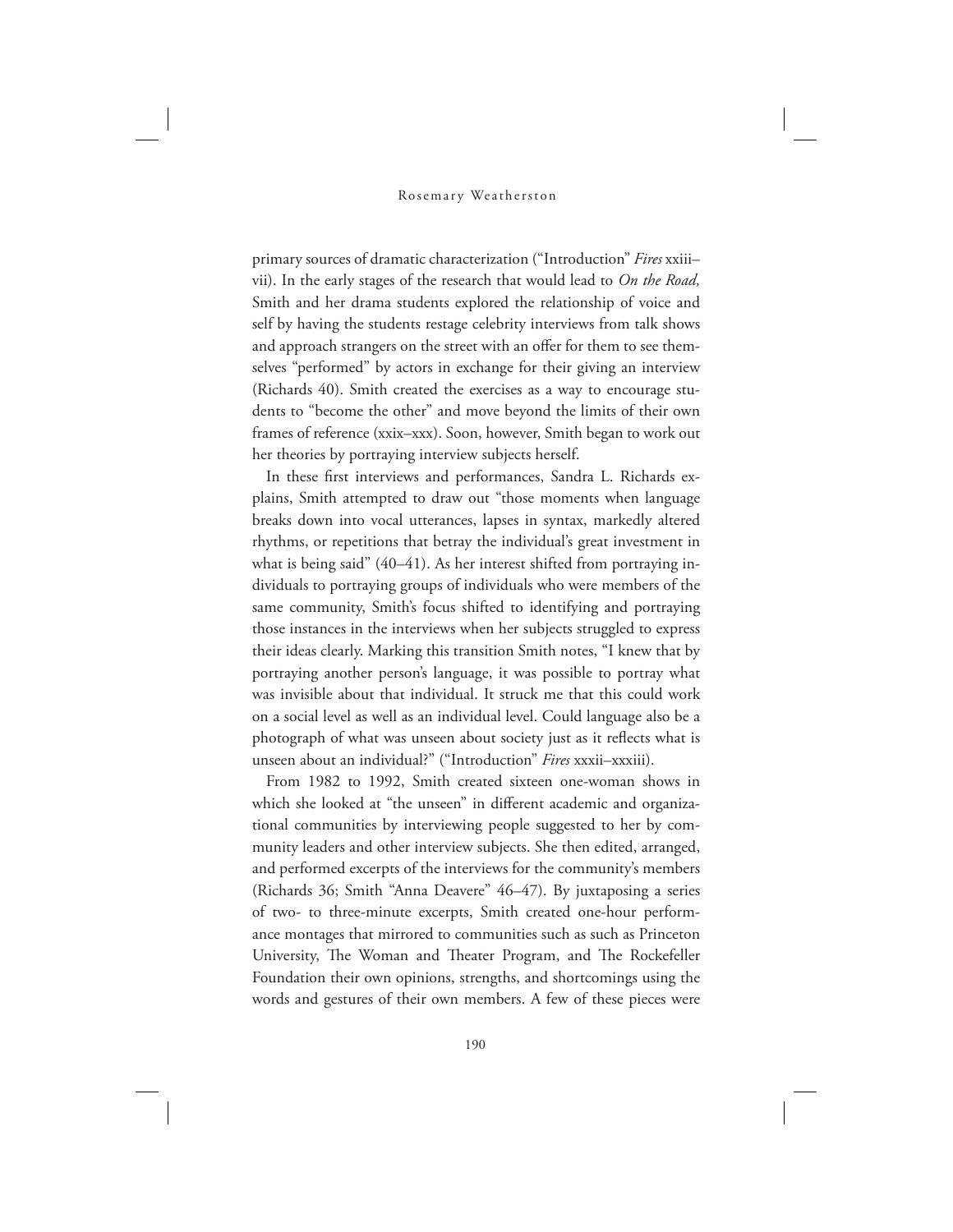primary sources of dramatic characterization ("Introduction" *Fires* xxiii–vii). In the early stages of the research that would lead to *On the Road,* Smith and her drama students explored the relationship of voice and self by having the students restage celebrity interviews from talk shows and approach strangers on the street with an offer for them to see themselves "performed" by actors in exchange for their giving an interview (Richards 40). Smith created the exercises as a way to encourage students to "become the other" and move beyond the limits of their own frames of reference (xxix–xxx). Soon, however, Smith began to work out her theories by portraying interview subjects herself.

In these first interviews and performances, Sandra L. Richards explains, Smith attempted to draw out "those moments when language breaks down into vocal utterances, lapses in syntax, markedly altered rhythms, or repetitions that betray the individual's great investment in what is being said" (40–41). As her interest shifted from portraying individuals to portraying groups of individuals who were members of the same community, Smith's focus shifted to identifying and portraying those instances in the interviews when her subjects struggled to express their ideas clearly. Marking this transition Smith notes, "I knew that by portraying another person's language, it was possible to portray what was invisible about that individual. It struck me that this could work on a social level as well as an individual level. Could language also be a photograph of what was unseen about society just as it reflects what is unseen about an individual?" ("Introduction" *Fires* xxxii–xxxiii).

From 1982 to 1992, Smith created sixteen one-woman shows in which she looked at "the unseen" in different academic and organizational communities by interviewing people suggested to her by community leaders and other interview subjects. She then edited, arranged, and performed excerpts of the interviews for the community's members (Richards 36; Smith "Anna Deavere" 46–47). By juxtaposing a series of two- to three-minute excerpts, Smith created one-hour performance montages that mirrored to communities such as such as Princeton University, The Woman and Theater Program, and The Rockefeller Foundation their own opinions, strengths, and shortcomings using the words and gestures of their own members. A few of these pieces were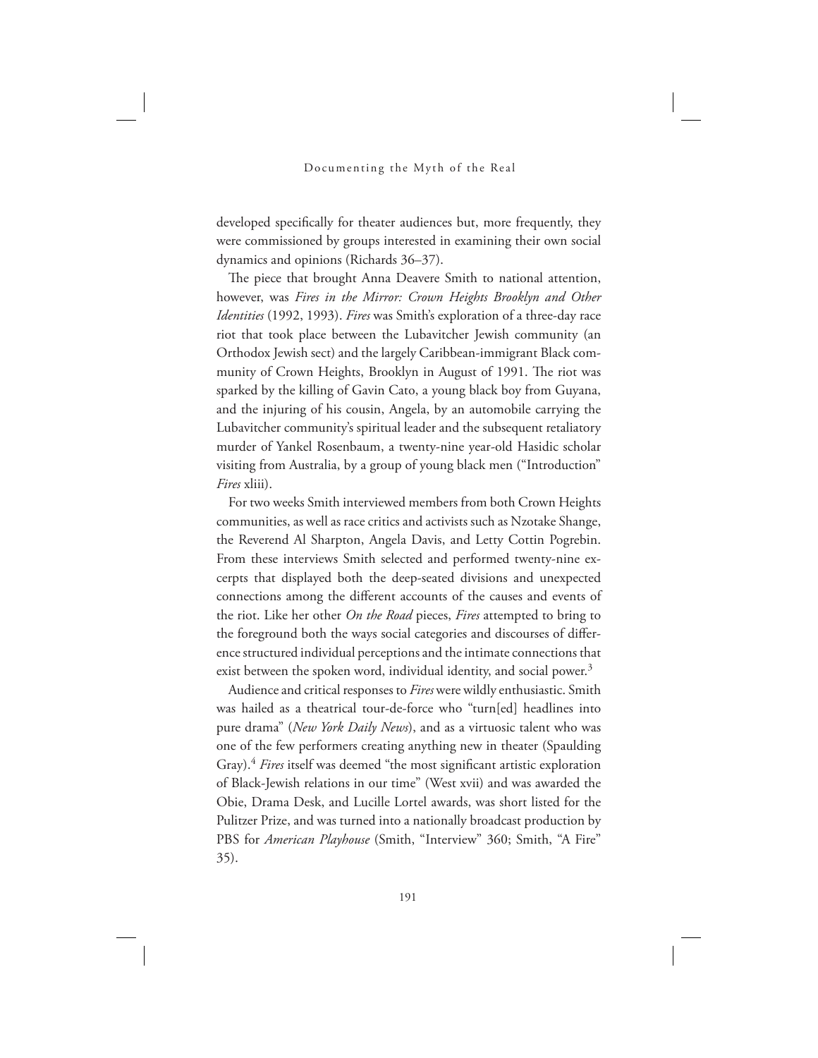developed specifically for theater audiences but, more frequently, they were commissioned by groups interested in examining their own social dynamics and opinions (Richards 36–37).

The piece that brought Anna Deavere Smith to national attention, however, was *Fires in the Mirror: Crown Heights Brooklyn and Other Identities* (1992, 1993). *Fires* was Smith's exploration of a three-day race riot that took place between the Lubavitcher Jewish community (an Orthodox Jewish sect) and the largely Caribbean-immigrant Black community of Crown Heights, Brooklyn in August of 1991. The riot was sparked by the killing of Gavin Cato, a young black boy from Guyana, and the injuring of his cousin, Angela, by an automobile carrying the Lubavitcher community's spiritual leader and the subsequent retaliatory murder of Yankel Rosenbaum, a twenty-nine year-old Hasidic scholar visiting from Australia, by a group of young black men ("Introduction" *Fires* xliii).

For two weeks Smith interviewed members from both Crown Heights communities, as well as race critics and activists such as Nzotake Shange, the Reverend Al Sharpton, Angela Davis, and Letty Cottin Pogrebin. From these interviews Smith selected and performed twenty-nine excerpts that displayed both the deep-seated divisions and unexpected connections among the different accounts of the causes and events of the riot. Like her other *On the Road* pieces, *Fires* attempted to bring to the foreground both the ways social categories and discourses of difference structured individual perceptions and the intimate connections that exist between the spoken word, individual identity, and social power.[3]

Audience and critical responses to *Fires* were wildly enthusiastic. Smith was hailed as a theatrical tour-de-force who "turn[ed] headlines into pure drama" (*New York Daily News*), and as a virtuosic talent who was one of the few performers creating anything new in theater (Spaulding Gray).[4] *Fires* itself was deemed "the most significant artistic exploration of Black-Jewish relations in our time" (West xvii) and was awarded the Obie, Drama Desk, and Lucille Lortel awards, was short listed for the Pulitzer Prize, and was turned into a nationally broadcast production by PBS for *American Playhouse* (Smith, "Interview" 360; Smith, "A Fire" 35).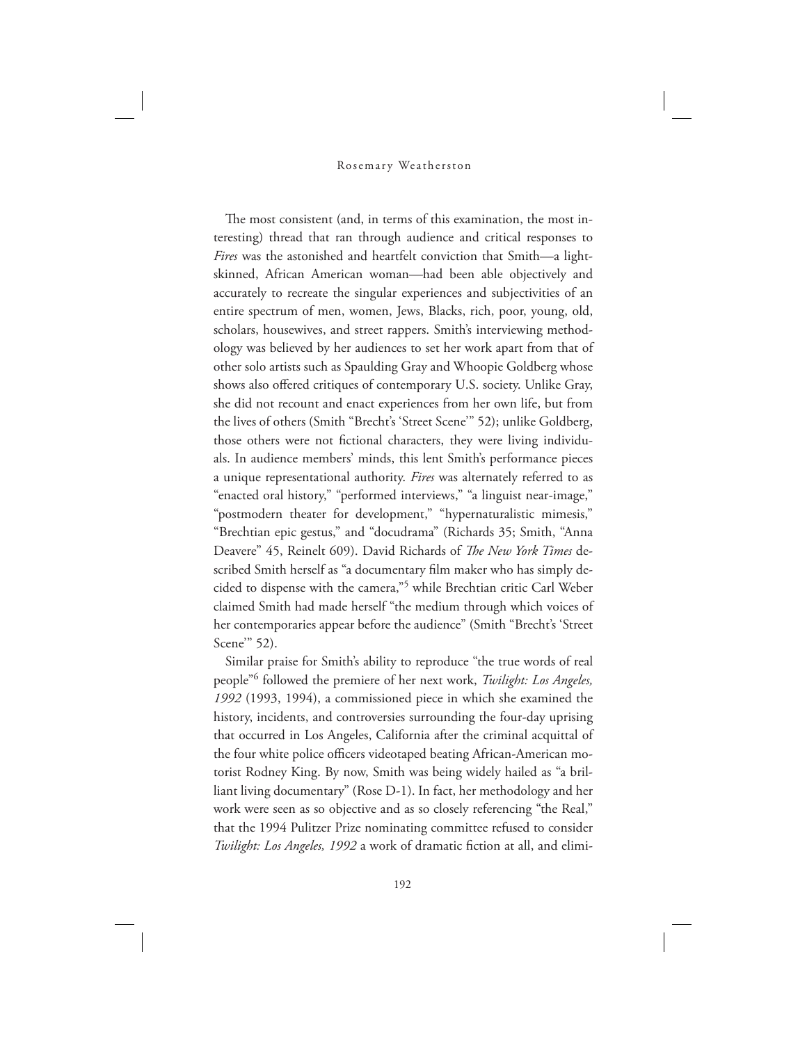The most consistent (and, in terms of this examination, the most interesting) thread that ran through audience and critical responses to *Fires* was the astonished and heartfelt conviction that Smith—a light-skinned, African American woman—had been able objectively and accurately to recreate the singular experiences and subjectivities of an entire spectrum of men, women, Jews, Blacks, rich, poor, young, old, scholars, housewives, and street rappers. Smith's interviewing methodology was believed by her audiences to set her work apart from that of other solo artists such as Spaulding Gray and Whoopie Goldberg whose shows also offered critiques of contemporary U.S. society. Unlike Gray, she did not recount and enact experiences from her own life, but from the lives of others (Smith "Brecht's 'Street Scene'" 52); unlike Goldberg, those others were not fictional characters, they were living individuals. In audience members' minds, this lent Smith's performance pieces a unique representational authority. *Fires* was alternately referred to as "enacted oral history," "performed interviews," "a linguist near-image," "postmodern theater for development," "hypernaturalistic mimesis," "Brechtian epic gestus," and "docudrama" (Richards 35; Smith, "Anna Deavere" 45, Reinelt 609). David Richards of *The New York Times* described Smith herself as "a documentary film maker who has simply decided to dispense with the camera,"[5] while Brechtian critic Carl Weber claimed Smith had made herself "the medium through which voices of her contemporaries appear before the audience" (Smith "Brecht's 'Street Scene'" 52).

Similar praise for Smith's ability to reproduce "the true words of real people"[6] followed the premiere of her next work, *Twilight: Los Angeles, 1992* (1993, 1994), a commissioned piece in which she examined the history, incidents, and controversies surrounding the four-day uprising that occurred in Los Angeles, California after the criminal acquittal of the four white police officers videotaped beating African-American motorist Rodney King. By now, Smith was being widely hailed as "a brilliant living documentary" (Rose D-1). In fact, her methodology and her work were seen as so objective and as so closely referencing "the Real," that the 1994 Pulitzer Prize nominating committee refused to consider *Twilight: Los Angeles, 1992* a work of dramatic fiction at all, and elimi-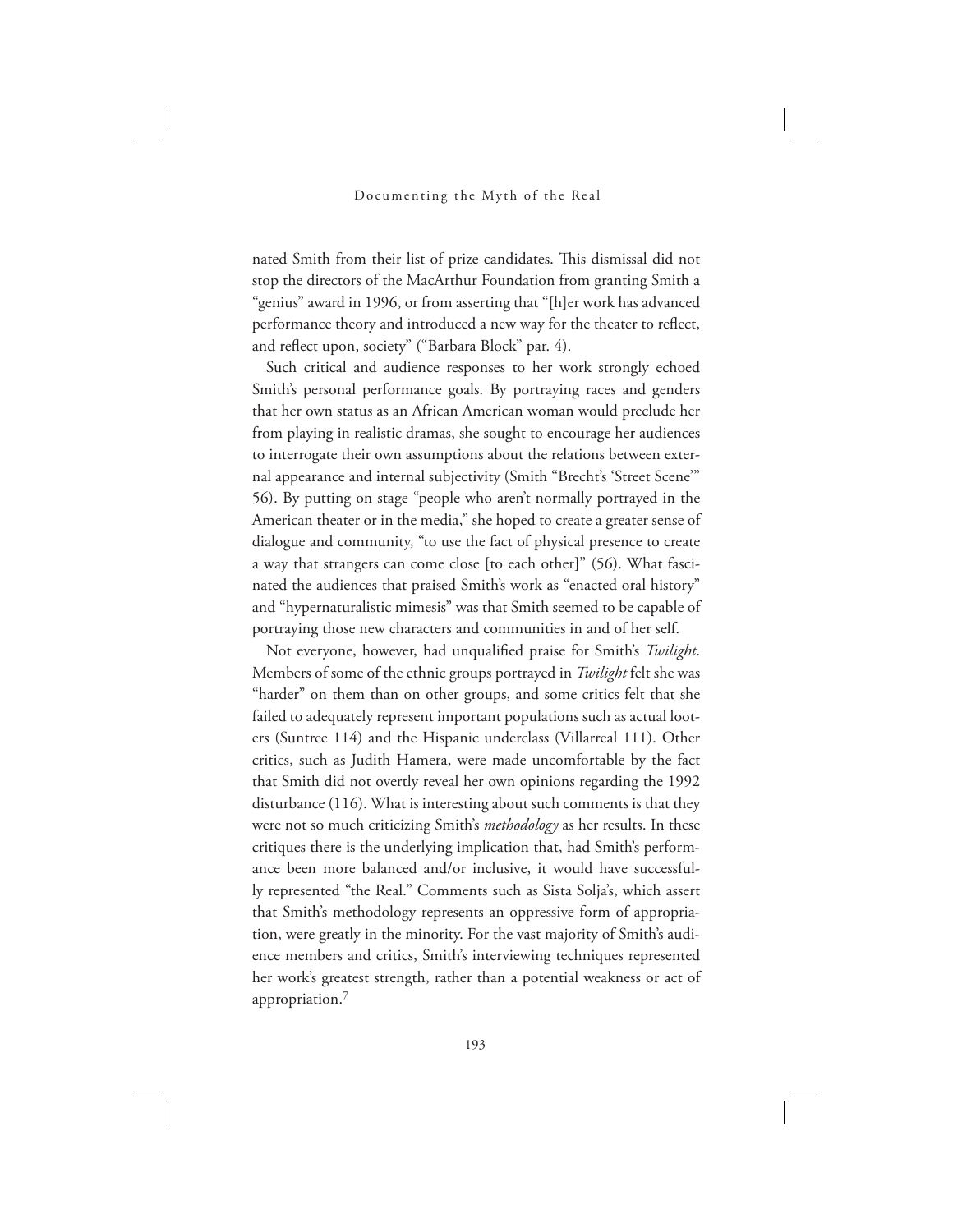nated Smith from their list of prize candidates. This dismissal did not stop the directors of the MacArthur Foundation from granting Smith a "genius" award in 1996, or from asserting that "[h]er work has advanced performance theory and introduced a new way for the theater to reflect, and reflect upon, society" ("Barbara Block" par. 4).

Such critical and audience responses to her work strongly echoed Smith's personal performance goals. By portraying races and genders that her own status as an African American woman would preclude her from playing in realistic dramas, she sought to encourage her audiences to interrogate their own assumptions about the relations between external appearance and internal subjectivity (Smith "Brecht's 'Street Scene'" 56). By putting on stage "people who aren't normally portrayed in the American theater or in the media," she hoped to create a greater sense of dialogue and community, "to use the fact of physical presence to create a way that strangers can come close [to each other]" (56). What fascinated the audiences that praised Smith's work as "enacted oral history" and "hypernaturalistic mimesis" was that Smith seemed to be capable of portraying those new characters and communities in and of her self.

Not everyone, however, had unqualified praise for Smith's *Twilight*. Members of some of the ethnic groups portrayed in *Twilight* felt she was "harder" on them than on other groups, and some critics felt that she failed to adequately represent important populations such as actual looters (Suntree 114) and the Hispanic underclass (Villarreal 111). Other critics, such as Judith Hamera, were made uncomfortable by the fact that Smith did not overtly reveal her own opinions regarding the 1992 disturbance (116). What is interesting about such comments is that they were not so much criticizing Smith's *methodology* as her results. In these critiques there is the underlying implication that, had Smith's performance been more balanced and/or inclusive, it would have successfully represented "the Real." Comments such as Sista Solja's, which assert that Smith's methodology represents an oppressive form of appropriation, were greatly in the minority. For the vast majority of Smith's audience members and critics, Smith's interviewing techniques represented her work's greatest strength, rather than a potential weakness or act of appropriation.[7]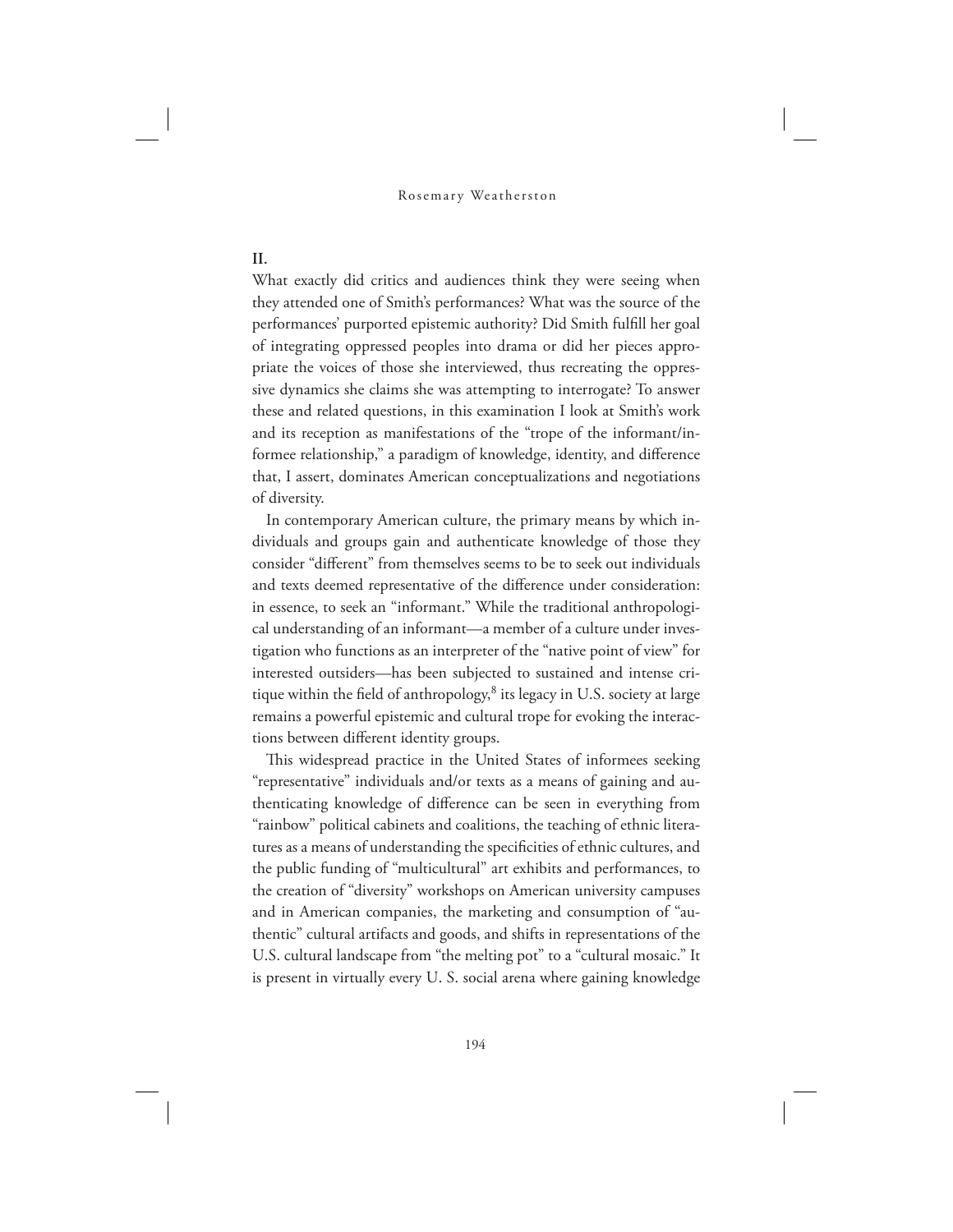## II.

What exactly did critics and audiences think they were seeing when they attended one of Smith's performances? What was the source of the performances' purported epistemic authority? Did Smith fulfill her goal of integrating oppressed peoples into drama or did her pieces appropriate the voices of those she interviewed, thus recreating the oppressive dynamics she claims she was attempting to interrogate? To answer these and related questions, in this examination I look at Smith's work and its reception as manifestations of the "trope of the informant/informee relationship," a paradigm of knowledge, identity, and difference that, I assert, dominates American conceptualizations and negotiations of diversity.

In contemporary American culture, the primary means by which individuals and groups gain and authenticate knowledge of those they consider "different" from themselves seems to be to seek out individuals and texts deemed representative of the difference under consideration: in essence, to seek an "informant." While the traditional anthropological understanding of an informant—a member of a culture under investigation who functions as an interpreter of the "native point of view" for interested outsiders—has been subjected to sustained and intense critique within the field of anthropology,[8] its legacy in U.S. society at large remains a powerful epistemic and cultural trope for evoking the interactions between different identity groups.

This widespread practice in the United States of informees seeking "representative" individuals and/or texts as a means of gaining and authenticating knowledge of difference can be seen in everything from "rainbow" political cabinets and coalitions, the teaching of ethnic literatures as a means of understanding the specificities of ethnic cultures, and the public funding of "multicultural" art exhibits and performances, to the creation of "diversity" workshops on American university campuses and in American companies, the marketing and consumption of "authentic" cultural artifacts and goods, and shifts in representations of the U.S. cultural landscape from "the melting pot" to a "cultural mosaic." It is present in virtually every U. S. social arena where gaining knowledge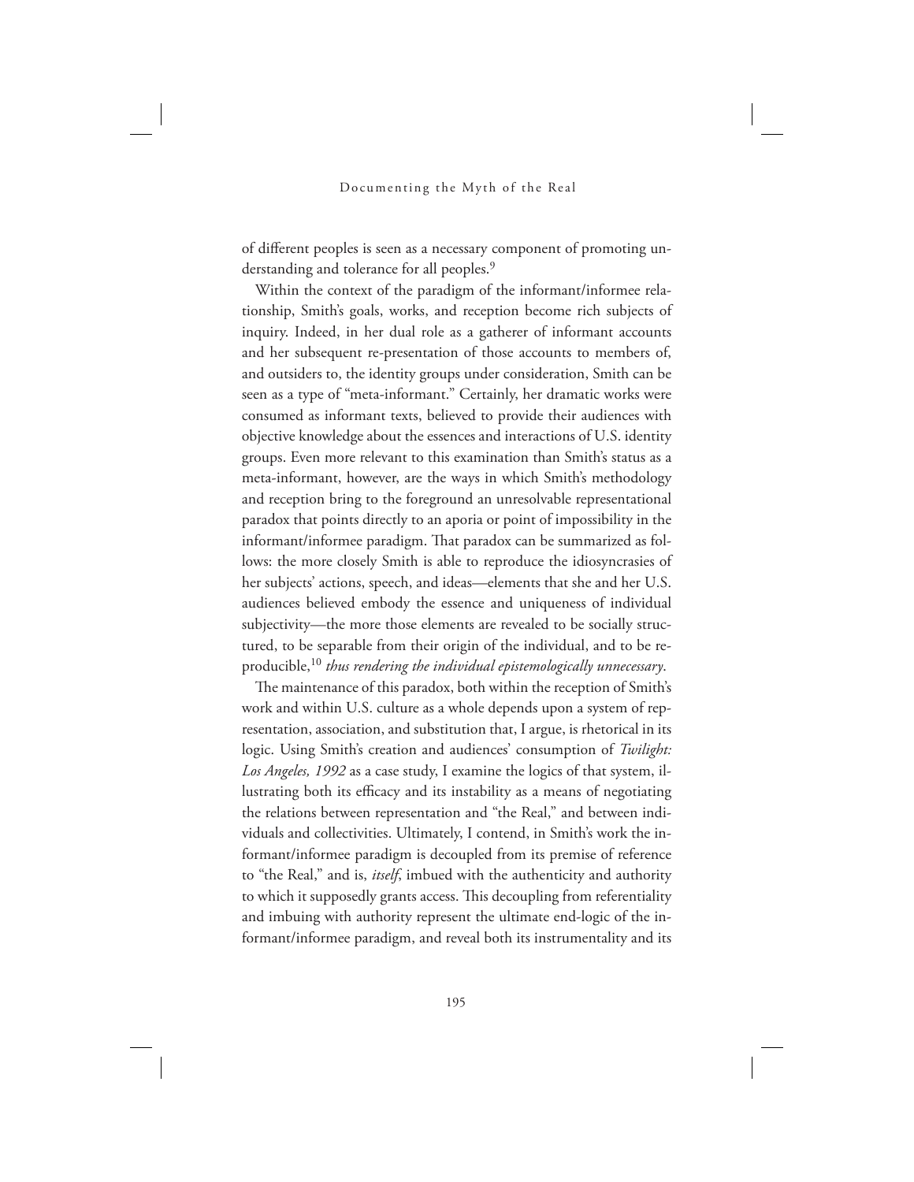of different peoples is seen as a necessary component of promoting understanding and tolerance for all peoples.[9]

Within the context of the paradigm of the informant/informee relationship, Smith's goals, works, and reception become rich subjects of inquiry. Indeed, in her dual role as a gatherer of informant accounts and her subsequent re-presentation of those accounts to members of, and outsiders to, the identity groups under consideration, Smith can be seen as a type of "meta-informant." Certainly, her dramatic works were consumed as informant texts, believed to provide their audiences with objective knowledge about the essences and interactions of U.S. identity groups. Even more relevant to this examination than Smith's status as a meta-informant, however, are the ways in which Smith's methodology and reception bring to the foreground an unresolvable representational paradox that points directly to an aporia or point of impossibility in the informant/informee paradigm. That paradox can be summarized as follows: the more closely Smith is able to reproduce the idiosyncrasies of her subjects' actions, speech, and ideas—elements that she and her U.S. audiences believed embody the essence and uniqueness of individual subjectivity—the more those elements are revealed to be socially structured, to be separable from their origin of the individual, and to be reproducible,[10] *thus rendering the individual epistemologically unnecessary*.

The maintenance of this paradox, both within the reception of Smith's work and within U.S. culture as a whole depends upon a system of representation, association, and substitution that, I argue, is rhetorical in its logic. Using Smith's creation and audiences' consumption of *Twilight: Los Angeles, 1992* as a case study, I examine the logics of that system, illustrating both its efficacy and its instability as a means of negotiating the relations between representation and "the Real," and between individuals and collectivities. Ultimately, I contend, in Smith's work the informant/informee paradigm is decoupled from its premise of reference to "the Real," and is, *itself*, imbued with the authenticity and authority to which it supposedly grants access. This decoupling from referentiality and imbuing with authority represent the ultimate end-logic of the informant/informee paradigm, and reveal both its instrumentality and its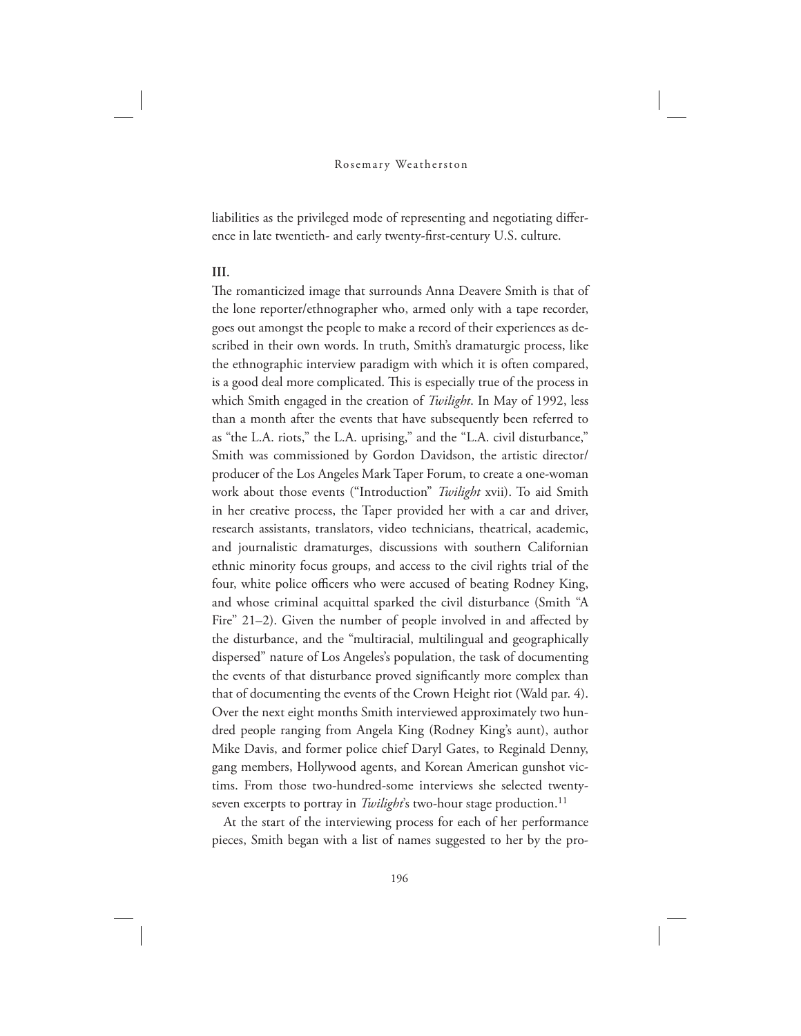liabilities as the privileged mode of representing and negotiating difference in late twentieth- and early twenty-first-century U.S. culture.

**III.**

The romanticized image that surrounds Anna Deavere Smith is that of the lone reporter/ethnographer who, armed only with a tape recorder, goes out amongst the people to make a record of their experiences as described in their own words. In truth, Smith's dramaturgic process, like the ethnographic interview paradigm with which it is often compared, is a good deal more complicated. This is especially true of the process in which Smith engaged in the creation of *Twilight*. In May of 1992, less than a month after the events that have subsequently been referred to as "the L.A. riots," the L.A. uprising," and the "L.A. civil disturbance," Smith was commissioned by Gordon Davidson, the artistic director/producer of the Los Angeles Mark Taper Forum, to create a one-woman work about those events ("Introduction" *Twilight* xvii). To aid Smith in her creative process, the Taper provided her with a car and driver, research assistants, translators, video technicians, theatrical, academic, and journalistic dramaturges, discussions with southern Californian ethnic minority focus groups, and access to the civil rights trial of the four, white police officers who were accused of beating Rodney King, and whose criminal acquittal sparked the civil disturbance (Smith "A Fire" 21–2). Given the number of people involved in and affected by the disturbance, and the "multiracial, multilingual and geographically dispersed" nature of Los Angeles's population, the task of documenting the events of that disturbance proved significantly more complex than that of documenting the events of the Crown Height riot (Wald par. 4). Over the next eight months Smith interviewed approximately two hundred people ranging from Angela King (Rodney King's aunt), author Mike Davis, and former police chief Daryl Gates, to Reginald Denny, gang members, Hollywood agents, and Korean American gunshot victims. From those two-hundred-some interviews she selected twenty-seven excerpts to portray in *Twilight*'s two-hour stage production.[11]

At the start of the interviewing process for each of her performance pieces, Smith began with a list of names suggested to her by the pro-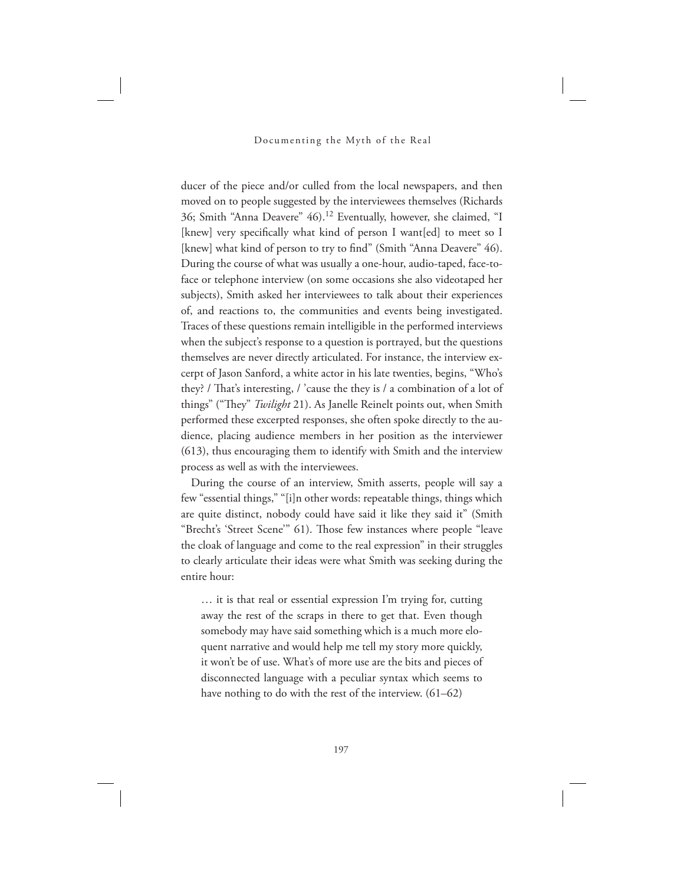ducer of the piece and/or culled from the local newspapers, and then moved on to people suggested by the interviewees themselves (Richards 36; Smith "Anna Deavere" 46).[12] Eventually, however, she claimed, "I [knew] very specifically what kind of person I want[ed] to meet so I [knew] what kind of person to try to find" (Smith "Anna Deavere" 46). During the course of what was usually a one-hour, audio-taped, face-to-face or telephone interview (on some occasions she also videotaped her subjects), Smith asked her interviewees to talk about their experiences of, and reactions to, the communities and events being investigated. Traces of these questions remain intelligible in the performed interviews when the subject's response to a question is portrayed, but the questions themselves are never directly articulated. For instance, the interview excerpt of Jason Sanford, a white actor in his late twenties, begins, "Who's they? / That's interesting, / 'cause the they is / a combination of a lot of things" ("They" *Twilight* 21). As Janelle Reinelt points out, when Smith performed these excerpted responses, she often spoke directly to the audience, placing audience members in her position as the interviewer (613), thus encouraging them to identify with Smith and the interview process as well as with the interviewees.

During the course of an interview, Smith asserts, people will say a few "essential things," "[i]n other words: repeatable things, things which are quite distinct, nobody could have said it like they said it" (Smith "Brecht's 'Street Scene'" 61). Those few instances where people "leave the cloak of language and come to the real expression" in their struggles to clearly articulate their ideas were what Smith was seeking during the entire hour:

> … it is that real or essential expression I'm trying for, cutting away the rest of the scraps in there to get that. Even though somebody may have said something which is a much more eloquent narrative and would help me tell my story more quickly, it won't be of use. What's of more use are the bits and pieces of disconnected language with a peculiar syntax which seems to have nothing to do with the rest of the interview. (61–62)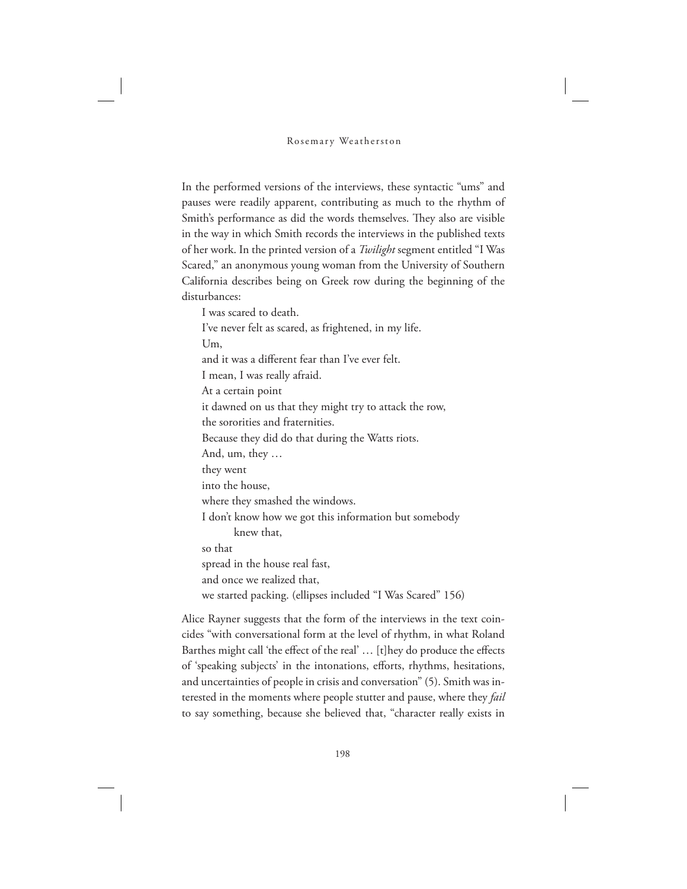In the performed versions of the interviews, these syntactic "ums" and pauses were readily apparent, contributing as much to the rhythm of Smith's performance as did the words themselves. They also are visible in the way in which Smith records the interviews in the published texts of her work. In the printed version of a *Twilight* segment entitled "I Was Scared," an anonymous young woman from the University of Southern California describes being on Greek row during the beginning of the disturbances:

> I was scared to death.
> I've never felt as scared, as frightened, in my life.
> Um,
> and it was a different fear than I've ever felt.
> I mean, I was really afraid.
> At a certain point
> it dawned on us that they might try to attack the row,
> the sororities and fraternities.
> Because they did do that during the Watts riots.
> And, um, they …
> they went
> into the house,
> where they smashed the windows.
> I don't know how we got this information but somebody
> &emsp;&emsp;knew that,
> so that
> spread in the house real fast,
> and once we realized that,
> we started packing. (ellipses included "I Was Scared" 156)

Alice Rayner suggests that the form of the interviews in the text coincides "with conversational form at the level of rhythm, in what Roland Barthes might call 'the effect of the real' … [t]hey do produce the effects of 'speaking subjects' in the intonations, efforts, rhythms, hesitations, and uncertainties of people in crisis and conversation" (5). Smith was interested in the moments where people stutter and pause, where they *fail* to say something, because she believed that, "character really exists in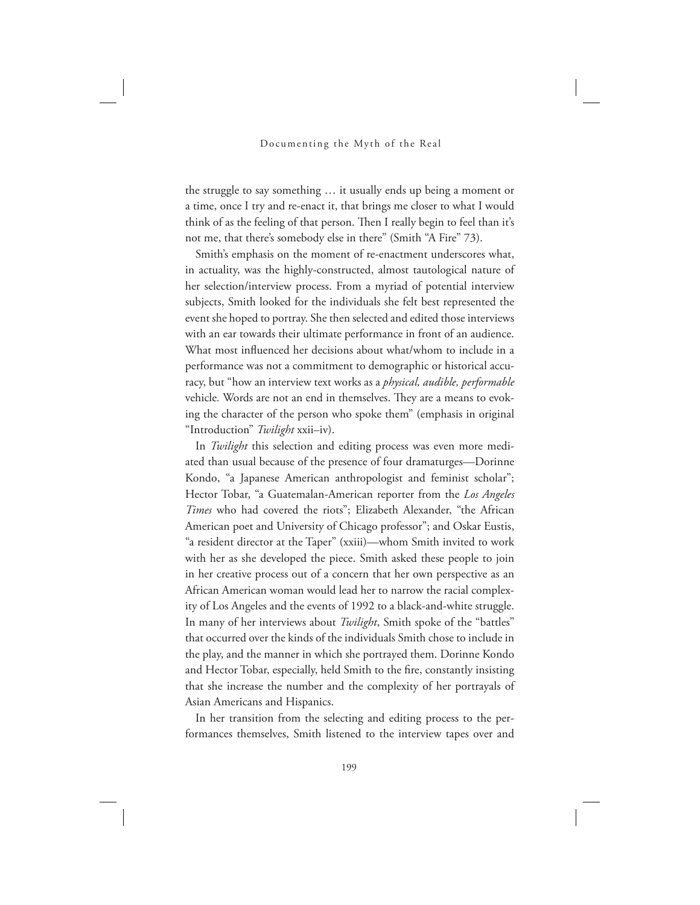the struggle to say something … it usually ends up being a moment or a time, once I try and re-enact it, that brings me closer to what I would think of as the feeling of that person. Then I really begin to feel than it's not me, that there's somebody else in there" (Smith "A Fire" 73).

Smith's emphasis on the moment of re-enactment underscores what, in actuality, was the highly-constructed, almost tautological nature of her selection/interview process. From a myriad of potential interview subjects, Smith looked for the individuals she felt best represented the event she hoped to portray. She then selected and edited those interviews with an ear towards their ultimate performance in front of an audience. What most influenced her decisions about what/whom to include in a performance was not a commitment to demographic or historical accuracy, but "how an interview text works as a *physical, audible, performable* vehicle. Words are not an end in themselves. They are a means to evoking the character of the person who spoke them" (emphasis in original "Introduction" *Twilight* xxii–iv).

In *Twilight* this selection and editing process was even more mediated than usual because of the presence of four dramaturges—Dorinne Kondo, "a Japanese American anthropologist and feminist scholar"; Hector Tobar, "a Guatemalan-American reporter from the *Los Angeles Times* who had covered the riots"; Elizabeth Alexander, "the African American poet and University of Chicago professor"; and Oskar Eustis, "a resident director at the Taper" (xxiii)—whom Smith invited to work with her as she developed the piece. Smith asked these people to join in her creative process out of a concern that her own perspective as an African American woman would lead her to narrow the racial complexity of Los Angeles and the events of 1992 to a black-and-white struggle. In many of her interviews about *Twilight*, Smith spoke of the "battles" that occurred over the kinds of the individuals Smith chose to include in the play, and the manner in which she portrayed them. Dorinne Kondo and Hector Tobar, especially, held Smith to the fire, constantly insisting that she increase the number and the complexity of her portrayals of Asian Americans and Hispanics.

In her transition from the selecting and editing process to the performances themselves, Smith listened to the interview tapes over and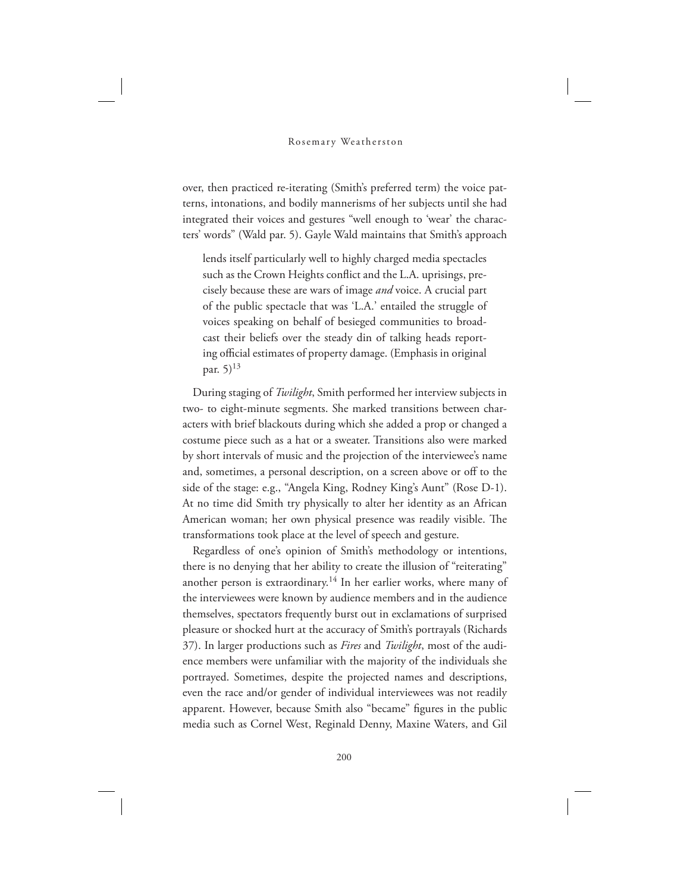over, then practiced re-iterating (Smith's preferred term) the voice patterns, intonations, and bodily mannerisms of her subjects until she had integrated their voices and gestures "well enough to 'wear' the characters' words" (Wald par. 5). Gayle Wald maintains that Smith's approach

> lends itself particularly well to highly charged media spectacles such as the Crown Heights conflict and the L.A. uprisings, precisely because these are wars of image *and* voice. A crucial part of the public spectacle that was 'L.A.' entailed the struggle of voices speaking on behalf of besieged communities to broadcast their beliefs over the steady din of talking heads reporting official estimates of property damage. (Emphasis in original par. 5)[13]

During staging of *Twilight*, Smith performed her interview subjects in two- to eight-minute segments. She marked transitions between characters with brief blackouts during which she added a prop or changed a costume piece such as a hat or a sweater. Transitions also were marked by short intervals of music and the projection of the interviewee's name and, sometimes, a personal description, on a screen above or off to the side of the stage: e.g., "Angela King, Rodney King's Aunt" (Rose D-1). At no time did Smith try physically to alter her identity as an African American woman; her own physical presence was readily visible. The transformations took place at the level of speech and gesture.

Regardless of one's opinion of Smith's methodology or intentions, there is no denying that her ability to create the illusion of "reiterating" another person is extraordinary.[14] In her earlier works, where many of the interviewees were known by audience members and in the audience themselves, spectators frequently burst out in exclamations of surprised pleasure or shocked hurt at the accuracy of Smith's portrayals (Richards 37). In larger productions such as *Fires* and *Twilight*, most of the audience members were unfamiliar with the majority of the individuals she portrayed. Sometimes, despite the projected names and descriptions, even the race and/or gender of individual interviewees was not readily apparent. However, because Smith also "became" figures in the public media such as Cornel West, Reginald Denny, Maxine Waters, and Gil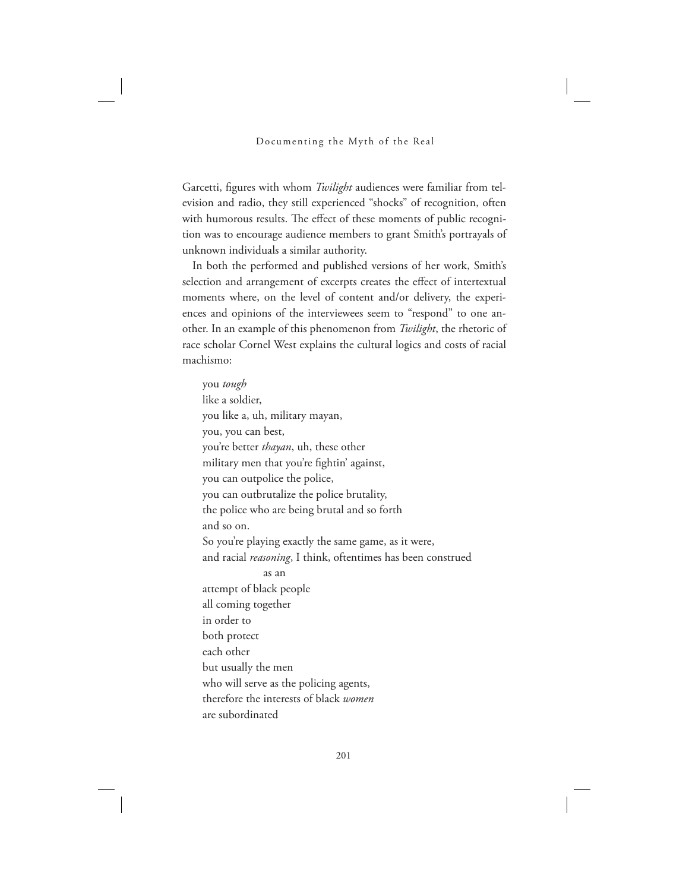Garcetti, figures with whom *Twilight* audiences were familiar from television and radio, they still experienced "shocks" of recognition, often with humorous results. The effect of these moments of public recognition was to encourage audience members to grant Smith's portrayals of unknown individuals a similar authority.

In both the performed and published versions of her work, Smith's selection and arrangement of excerpts creates the effect of intertextual moments where, on the level of content and/or delivery, the experiences and opinions of the interviewees seem to "respond" to one another. In an example of this phenomenon from *Twilight*, the rhetoric of race scholar Cornel West explains the cultural logics and costs of racial machismo:

> you *tough*  
> like a soldier,  
> you like a, uh, military mayan,  
> you, you can best,  
> you're better *thayan*, uh, these other  
> military men that you're fightin' against,  
> you can outpolice the police,  
> you can outbrutalize the police brutality,  
> the police who are being brutal and so forth  
> and so on.  
> So you're playing exactly the same game, as it were,  
> and racial *reasoning*, I think, oftentimes has been construed  
>             as an  
> attempt of black people  
> all coming together  
> in order to  
> both protect  
> each other  
> but usually the men  
> who will serve as the policing agents,  
> therefore the interests of black *women*  
> are subordinated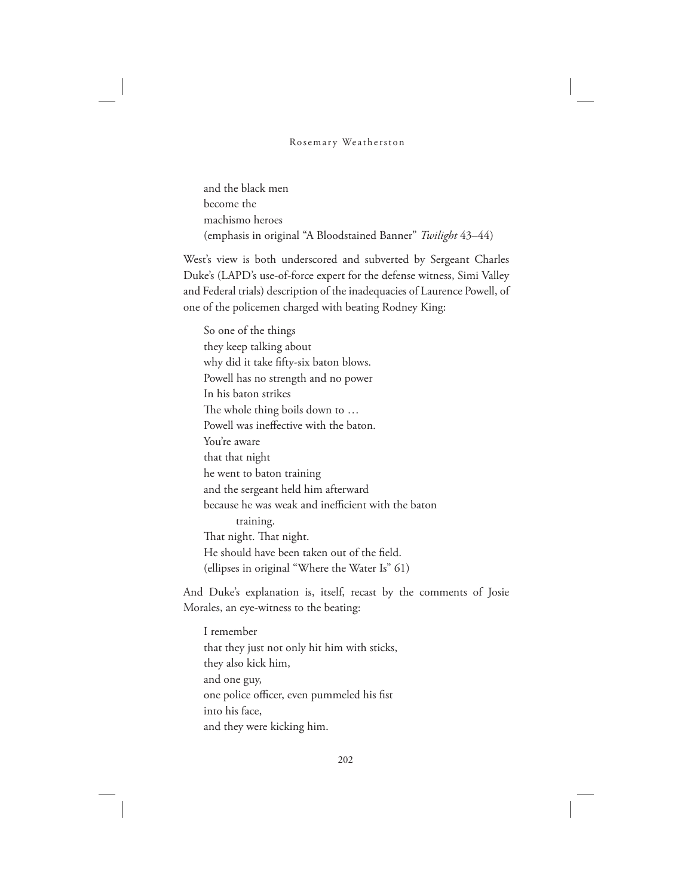and the black men  
become the  
machismo heroes  
(emphasis in original "A Bloodstained Banner" *Twilight* 43–44)

West's view is both underscored and subverted by Sergeant Charles Duke's (LAPD's use-of-force expert for the defense witness, Simi Valley and Federal trials) description of the inadequacies of Laurence Powell, of one of the policemen charged with beating Rodney King:

So one of the things  
they keep talking about  
why did it take fifty-six baton blows.  
Powell has no strength and no power  
In his baton strikes  
The whole thing boils down to …  
Powell was ineffective with the baton.  
You're aware  
that that night  
he went to baton training  
and the sergeant held him afterward  
because he was weak and inefficient with the baton  
    training.  
That night. That night.  
He should have been taken out of the field.  
(ellipses in original "Where the Water Is" 61)

And Duke's explanation is, itself, recast by the comments of Josie Morales, an eye-witness to the beating:

I remember  
that they just not only hit him with sticks,  
they also kick him,  
and one guy,  
one police officer, even pummeled his fist  
into his face,  
and they were kicking him.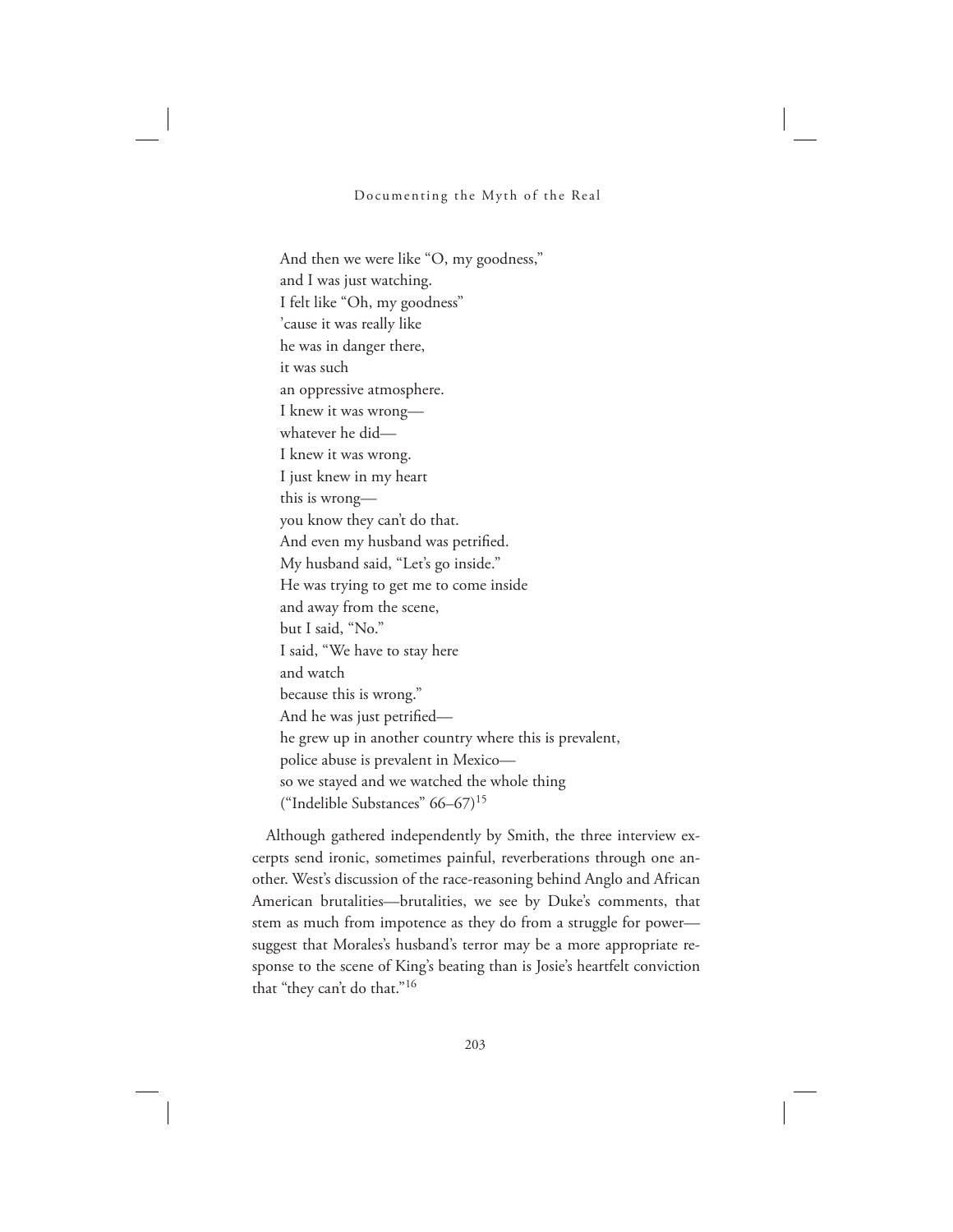And then we were like "O, my goodness,"  
and I was just watching.  
I felt like "Oh, my goodness"  
'cause it was really like  
he was in danger there,  
it was such  
an oppressive atmosphere.  
I knew it was wrong—  
whatever he did—  
I knew it was wrong.  
I just knew in my heart  
this is wrong—  
you know they can't do that.  
And even my husband was petrified.  
My husband said, "Let's go inside."  
He was trying to get me to come inside  
and away from the scene,  
but I said, "No."  
I said, "We have to stay here  
and watch  
because this is wrong."  
And he was just petrified—  
he grew up in another country where this is prevalent,  
police abuse is prevalent in Mexico—  
so we stayed and we watched the whole thing  
("Indelible Substances" 66–67)[15]

Although gathered independently by Smith, the three interview excerpts send ironic, sometimes painful, reverberations through one another. West's discussion of the race-reasoning behind Anglo and African American brutalities—brutalities, we see by Duke's comments, that stem as much from impotence as they do from a struggle for power—suggest that Morales's husband's terror may be a more appropriate response to the scene of King's beating than is Josie's heartfelt conviction that "they can't do that."[16]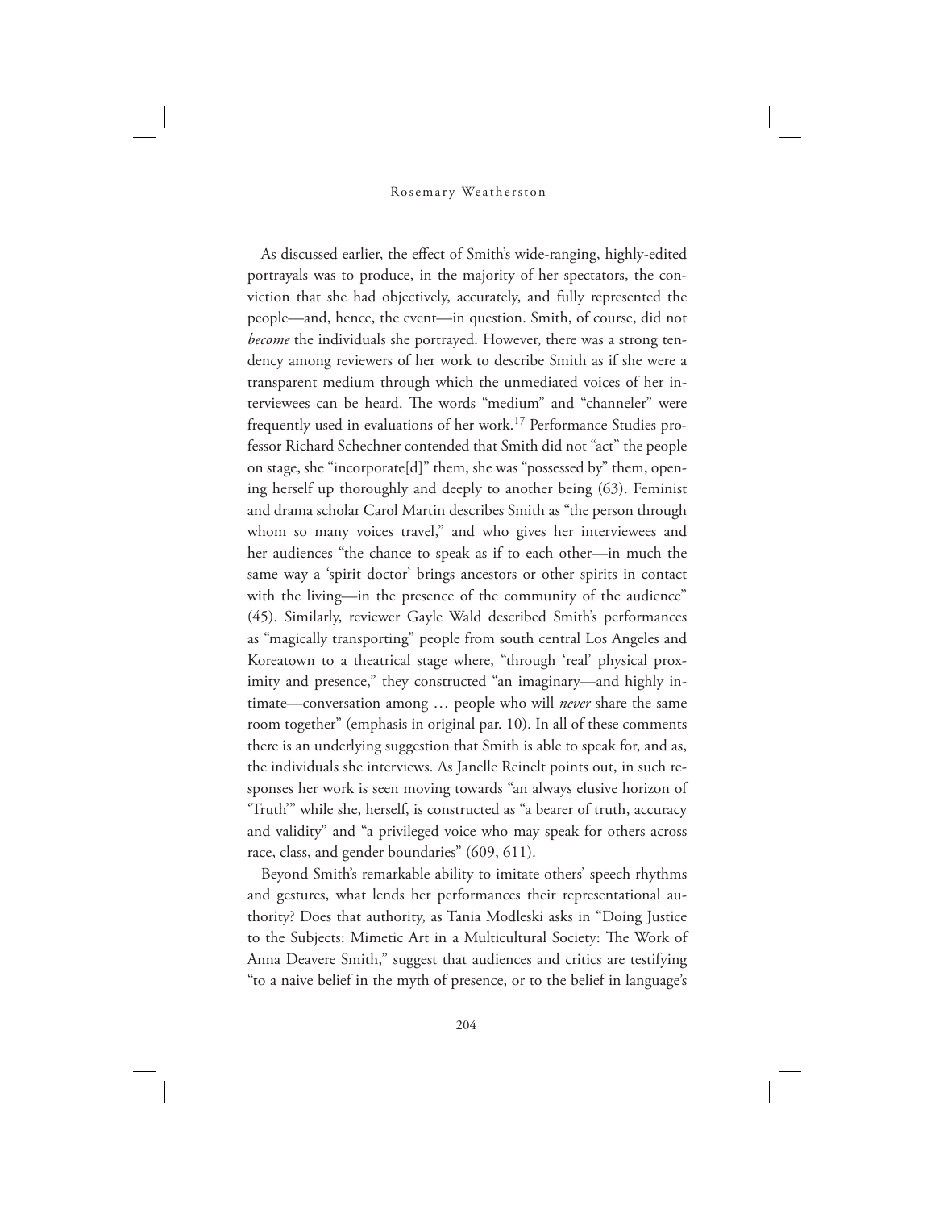As discussed earlier, the effect of Smith's wide-ranging, highly-edited portrayals was to produce, in the majority of her spectators, the conviction that she had objectively, accurately, and fully represented the people—and, hence, the event—in question. Smith, of course, did not *become* the individuals she portrayed. However, there was a strong tendency among reviewers of her work to describe Smith as if she were a transparent medium through which the unmediated voices of her interviewees can be heard. The words "medium" and "channeler" were frequently used in evaluations of her work.[17] Performance Studies professor Richard Schechner contended that Smith did not "act" the people on stage, she "incorporate[d]" them, she was "possessed by" them, opening herself up thoroughly and deeply to another being (63). Feminist and drama scholar Carol Martin describes Smith as "the person through whom so many voices travel," and who gives her interviewees and her audiences "the chance to speak as if to each other—in much the same way a 'spirit doctor' brings ancestors or other spirits in contact with the living—in the presence of the community of the audience" (45). Similarly, reviewer Gayle Wald described Smith's performances as "magically transporting" people from south central Los Angeles and Koreatown to a theatrical stage where, "through 'real' physical proximity and presence," they constructed "an imaginary—and highly intimate—conversation among … people who will *never* share the same room together" (emphasis in original par. 10). In all of these comments there is an underlying suggestion that Smith is able to speak for, and as, the individuals she interviews. As Janelle Reinelt points out, in such responses her work is seen moving towards "an always elusive horizon of 'Truth'" while she, herself, is constructed as "a bearer of truth, accuracy and validity" and "a privileged voice who may speak for others across race, class, and gender boundaries" (609, 611).

Beyond Smith's remarkable ability to imitate others' speech rhythms and gestures, what lends her performances their representational authority? Does that authority, as Tania Modleski asks in "Doing Justice to the Subjects: Mimetic Art in a Multicultural Society: The Work of Anna Deavere Smith," suggest that audiences and critics are testifying "to a naive belief in the myth of presence, or to the belief in language's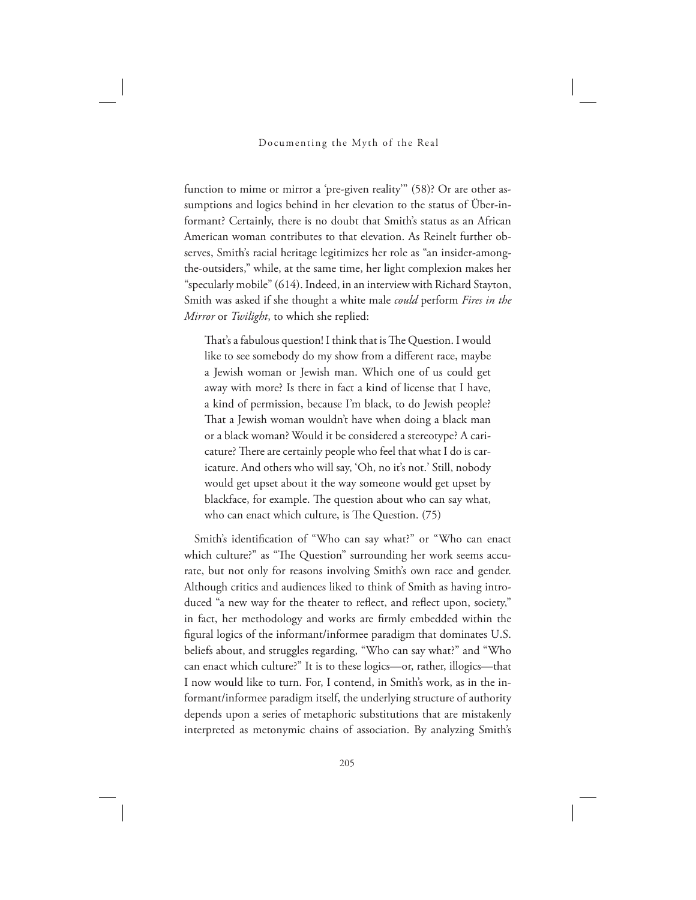function to mime or mirror a 'pre-given reality'" (58)? Or are other assumptions and logics behind in her elevation to the status of Über-informant? Certainly, there is no doubt that Smith's status as an African American woman contributes to that elevation. As Reinelt further observes, Smith's racial heritage legitimizes her role as "an insider-among-the-outsiders," while, at the same time, her light complexion makes her "specularly mobile" (614). Indeed, in an interview with Richard Stayton, Smith was asked if she thought a white male *could* perform *Fires in the Mirror* or *Twilight*, to which she replied:

> That's a fabulous question! I think that is The Question. I would like to see somebody do my show from a different race, maybe a Jewish woman or Jewish man. Which one of us could get away with more? Is there in fact a kind of license that I have, a kind of permission, because I'm black, to do Jewish people? That a Jewish woman wouldn't have when doing a black man or a black woman? Would it be considered a stereotype? A caricature? There are certainly people who feel that what I do is caricature. And others who will say, 'Oh, no it's not.' Still, nobody would get upset about it the way someone would get upset by blackface, for example. The question about who can say what, who can enact which culture, is The Question. (75)

Smith's identification of "Who can say what?" or "Who can enact which culture?" as "The Question" surrounding her work seems accurate, but not only for reasons involving Smith's own race and gender. Although critics and audiences liked to think of Smith as having introduced "a new way for the theater to reflect, and reflect upon, society," in fact, her methodology and works are firmly embedded within the figural logics of the informant/informee paradigm that dominates U.S. beliefs about, and struggles regarding, "Who can say what?" and "Who can enact which culture?" It is to these logics—or, rather, illogics—that I now would like to turn. For, I contend, in Smith's work, as in the informant/informee paradigm itself, the underlying structure of authority depends upon a series of metaphoric substitutions that are mistakenly interpreted as metonymic chains of association. By analyzing Smith's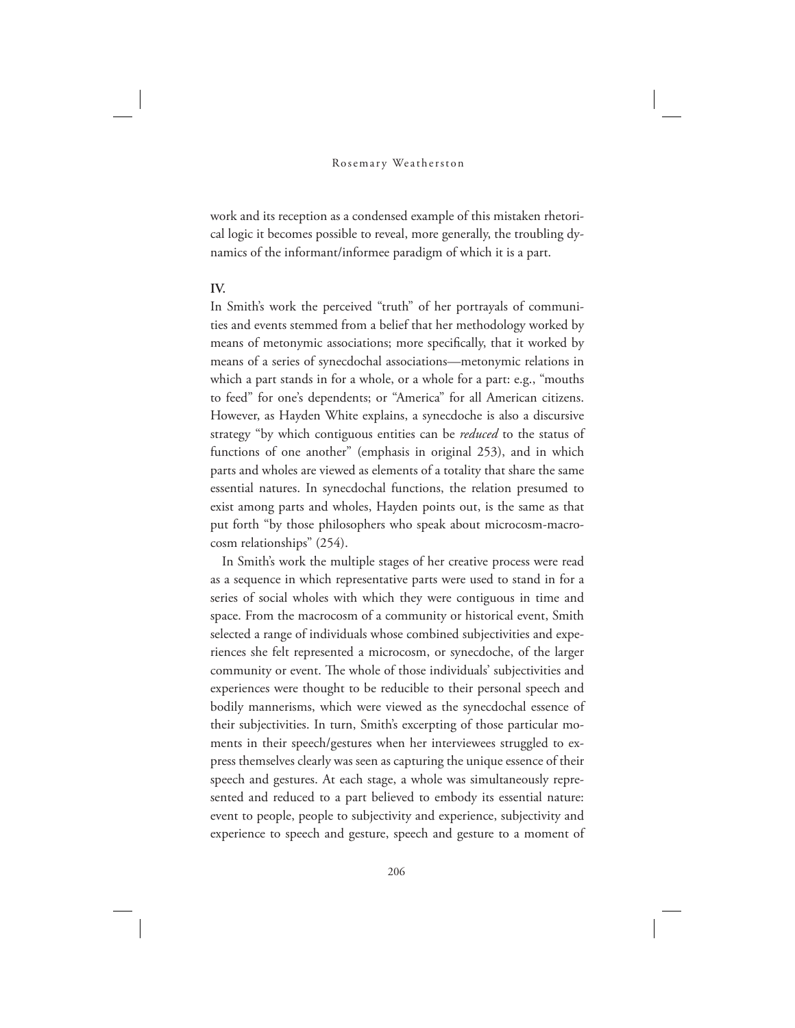work and its reception as a condensed example of this mistaken rhetorical logic it becomes possible to reveal, more generally, the troubling dynamics of the informant/informee paradigm of which it is a part.

## IV.

In Smith's work the perceived "truth" of her portrayals of communities and events stemmed from a belief that her methodology worked by means of metonymic associations; more specifically, that it worked by means of a series of synecdochal associations—metonymic relations in which a part stands in for a whole, or a whole for a part: e.g., "mouths to feed" for one's dependents; or "America" for all American citizens. However, as Hayden White explains, a synecdoche is also a discursive strategy "by which contiguous entities can be *reduced* to the status of functions of one another" (emphasis in original 253), and in which parts and wholes are viewed as elements of a totality that share the same essential natures. In synecdochal functions, the relation presumed to exist among parts and wholes, Hayden points out, is the same as that put forth "by those philosophers who speak about microcosm-macrocosm relationships" (254).

In Smith's work the multiple stages of her creative process were read as a sequence in which representative parts were used to stand in for a series of social wholes with which they were contiguous in time and space. From the macrocosm of a community or historical event, Smith selected a range of individuals whose combined subjectivities and experiences she felt represented a microcosm, or synecdoche, of the larger community or event. The whole of those individuals' subjectivities and experiences were thought to be reducible to their personal speech and bodily mannerisms, which were viewed as the synecdochal essence of their subjectivities. In turn, Smith's excerpting of those particular moments in their speech/gestures when her interviewees struggled to express themselves clearly was seen as capturing the unique essence of their speech and gestures. At each stage, a whole was simultaneously represented and reduced to a part believed to embody its essential nature: event to people, people to subjectivity and experience, subjectivity and experience to speech and gesture, speech and gesture to a moment of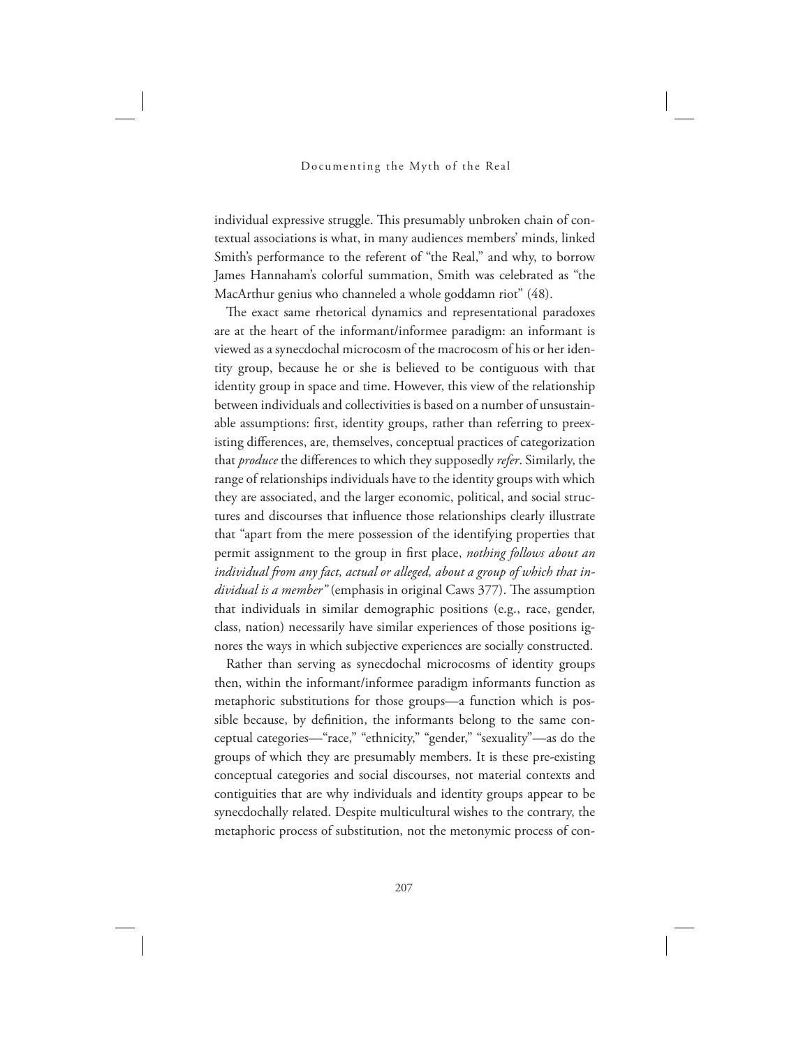individual expressive struggle. This presumably unbroken chain of contextual associations is what, in many audiences members' minds, linked Smith's performance to the referent of "the Real," and why, to borrow James Hannaham's colorful summation, Smith was celebrated as "the MacArthur genius who channeled a whole goddamn riot" (48).

The exact same rhetorical dynamics and representational paradoxes are at the heart of the informant/informee paradigm: an informant is viewed as a synecdochal microcosm of the macrocosm of his or her identity group, because he or she is believed to be contiguous with that identity group in space and time. However, this view of the relationship between individuals and collectivities is based on a number of unsustainable assumptions: first, identity groups, rather than referring to preexisting differences, are, themselves, conceptual practices of categorization that *produce* the differences to which they supposedly *refer*. Similarly, the range of relationships individuals have to the identity groups with which they are associated, and the larger economic, political, and social structures and discourses that influence those relationships clearly illustrate that "apart from the mere possession of the identifying properties that permit assignment to the group in first place, *nothing follows about an individual from any fact, actual or alleged, about a group of which that individual is a member"* (emphasis in original Caws 377). The assumption that individuals in similar demographic positions (e.g., race, gender, class, nation) necessarily have similar experiences of those positions ignores the ways in which subjective experiences are socially constructed.

Rather than serving as synecdochal microcosms of identity groups then, within the informant/informee paradigm informants function as metaphoric substitutions for those groups—a function which is possible because, by definition, the informants belong to the same conceptual categories—"race," "ethnicity," "gender," "sexuality"—as do the groups of which they are presumably members. It is these pre-existing conceptual categories and social discourses, not material contexts and contiguities that are why individuals and identity groups appear to be synecdochally related. Despite multicultural wishes to the contrary, the metaphoric process of substitution, not the metonymic process of con-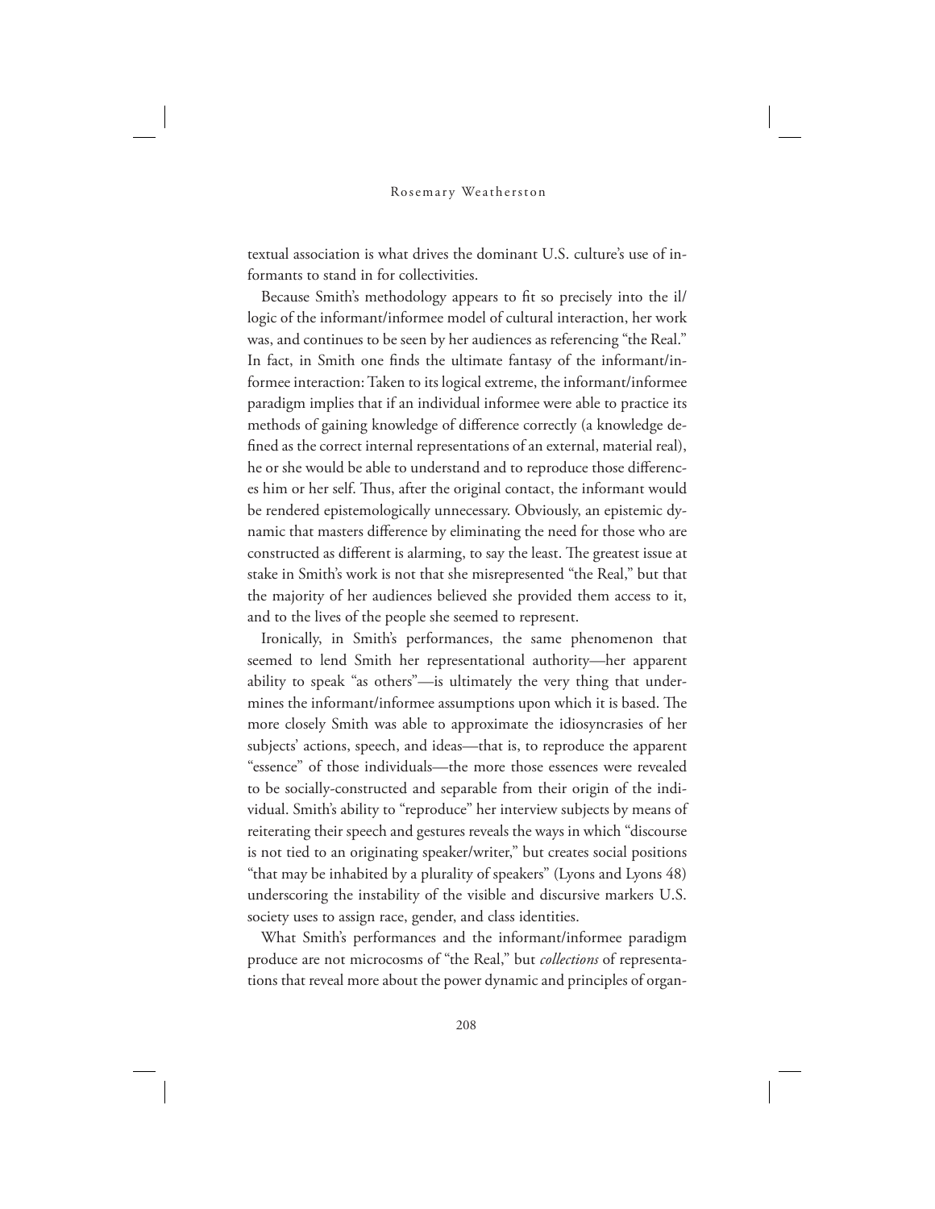textual association is what drives the dominant U.S. culture's use of informants to stand in for collectivities.

Because Smith's methodology appears to fit so precisely into the il/logic of the informant/informee model of cultural interaction, her work was, and continues to be seen by her audiences as referencing "the Real." In fact, in Smith one finds the ultimate fantasy of the informant/informee interaction: Taken to its logical extreme, the informant/informee paradigm implies that if an individual informee were able to practice its methods of gaining knowledge of difference correctly (a knowledge defined as the correct internal representations of an external, material real), he or she would be able to understand and to reproduce those differences him or her self. Thus, after the original contact, the informant would be rendered epistemologically unnecessary. Obviously, an epistemic dynamic that masters difference by eliminating the need for those who are constructed as different is alarming, to say the least. The greatest issue at stake in Smith's work is not that she misrepresented "the Real," but that the majority of her audiences believed she provided them access to it, and to the lives of the people she seemed to represent.

Ironically, in Smith's performances, the same phenomenon that seemed to lend Smith her representational authority—her apparent ability to speak "as others"—is ultimately the very thing that undermines the informant/informee assumptions upon which it is based. The more closely Smith was able to approximate the idiosyncrasies of her subjects' actions, speech, and ideas—that is, to reproduce the apparent "essence" of those individuals—the more those essences were revealed to be socially-constructed and separable from their origin of the individual. Smith's ability to "reproduce" her interview subjects by means of reiterating their speech and gestures reveals the ways in which "discourse is not tied to an originating speaker/writer," but creates social positions "that may be inhabited by a plurality of speakers" (Lyons and Lyons 48) underscoring the instability of the visible and discursive markers U.S. society uses to assign race, gender, and class identities.

What Smith's performances and the informant/informee paradigm produce are not microcosms of "the Real," but *collections* of representations that reveal more about the power dynamic and principles of organ-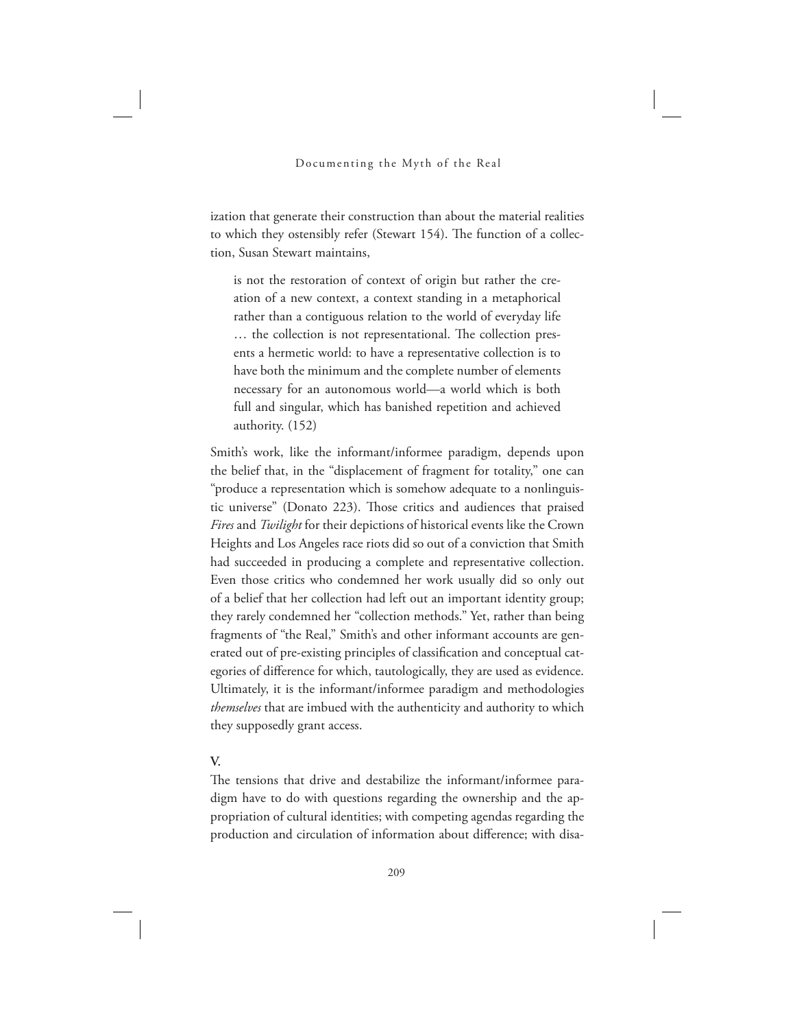ization that generate their construction than about the material realities to which they ostensibly refer (Stewart 154). The function of a collection, Susan Stewart maintains,

> is not the restoration of context of origin but rather the creation of a new context, a context standing in a metaphorical rather than a contiguous relation to the world of everyday life … the collection is not representational. The collection presents a hermetic world: to have a representative collection is to have both the minimum and the complete number of elements necessary for an autonomous world—a world which is both full and singular, which has banished repetition and achieved authority. (152)

Smith's work, like the informant/informee paradigm, depends upon the belief that, in the "displacement of fragment for totality," one can "produce a representation which is somehow adequate to a nonlinguistic universe" (Donato 223). Those critics and audiences that praised *Fires* and *Twilight* for their depictions of historical events like the Crown Heights and Los Angeles race riots did so out of a conviction that Smith had succeeded in producing a complete and representative collection. Even those critics who condemned her work usually did so only out of a belief that her collection had left out an important identity group; they rarely condemned her "collection methods." Yet, rather than being fragments of "the Real," Smith's and other informant accounts are generated out of pre-existing principles of classification and conceptual categories of difference for which, tautologically, they are used as evidence. Ultimately, it is the informant/informee paradigm and methodologies *themselves* that are imbued with the authenticity and authority to which they supposedly grant access.

## V.

The tensions that drive and destabilize the informant/informee paradigm have to do with questions regarding the ownership and the appropriation of cultural identities; with competing agendas regarding the production and circulation of information about difference; with disa-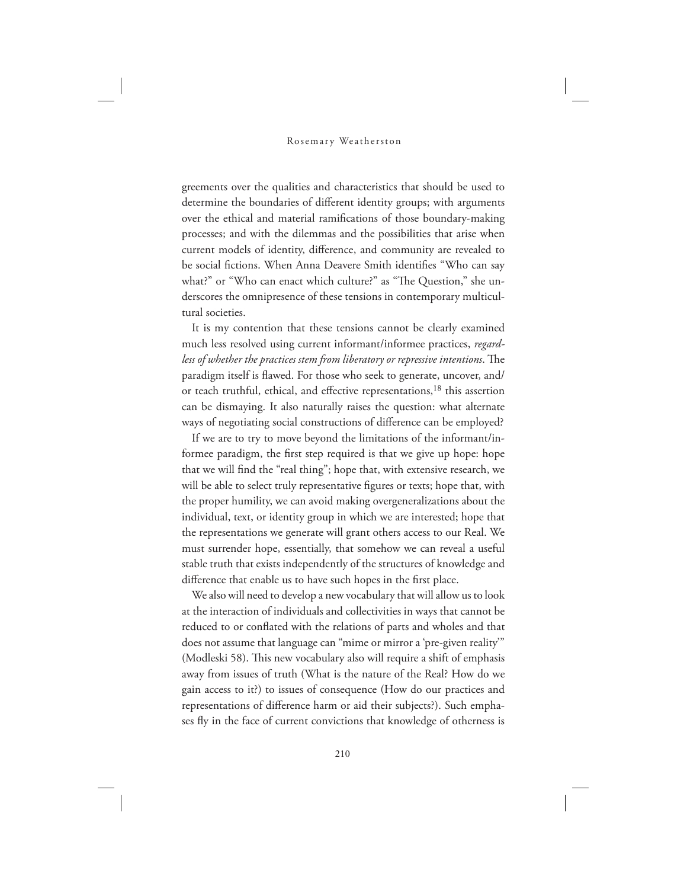greements over the qualities and characteristics that should be used to determine the boundaries of different identity groups; with arguments over the ethical and material ramifications of those boundary-making processes; and with the dilemmas and the possibilities that arise when current models of identity, difference, and community are revealed to be social fictions. When Anna Deavere Smith identifies "Who can say what?" or "Who can enact which culture?" as "The Question," she underscores the omnipresence of these tensions in contemporary multicultural societies.

It is my contention that these tensions cannot be clearly examined much less resolved using current informant/informee practices, *regardless of whether the practices stem from liberatory or repressive intentions*. The paradigm itself is flawed. For those who seek to generate, uncover, and/or teach truthful, ethical, and effective representations,[18] this assertion can be dismaying. It also naturally raises the question: what alternate ways of negotiating social constructions of difference can be employed?

If we are to try to move beyond the limitations of the informant/informee paradigm, the first step required is that we give up hope: hope that we will find the "real thing"; hope that, with extensive research, we will be able to select truly representative figures or texts; hope that, with the proper humility, we can avoid making overgeneralizations about the individual, text, or identity group in which we are interested; hope that the representations we generate will grant others access to our Real. We must surrender hope, essentially, that somehow we can reveal a useful stable truth that exists independently of the structures of knowledge and difference that enable us to have such hopes in the first place.

We also will need to develop a new vocabulary that will allow us to look at the interaction of individuals and collectivities in ways that cannot be reduced to or conflated with the relations of parts and wholes and that does not assume that language can "mime or mirror a 'pre-given reality'" (Modleski 58). This new vocabulary also will require a shift of emphasis away from issues of truth (What is the nature of the Real? How do we gain access to it?) to issues of consequence (How do our practices and representations of difference harm or aid their subjects?). Such emphases fly in the face of current convictions that knowledge of otherness is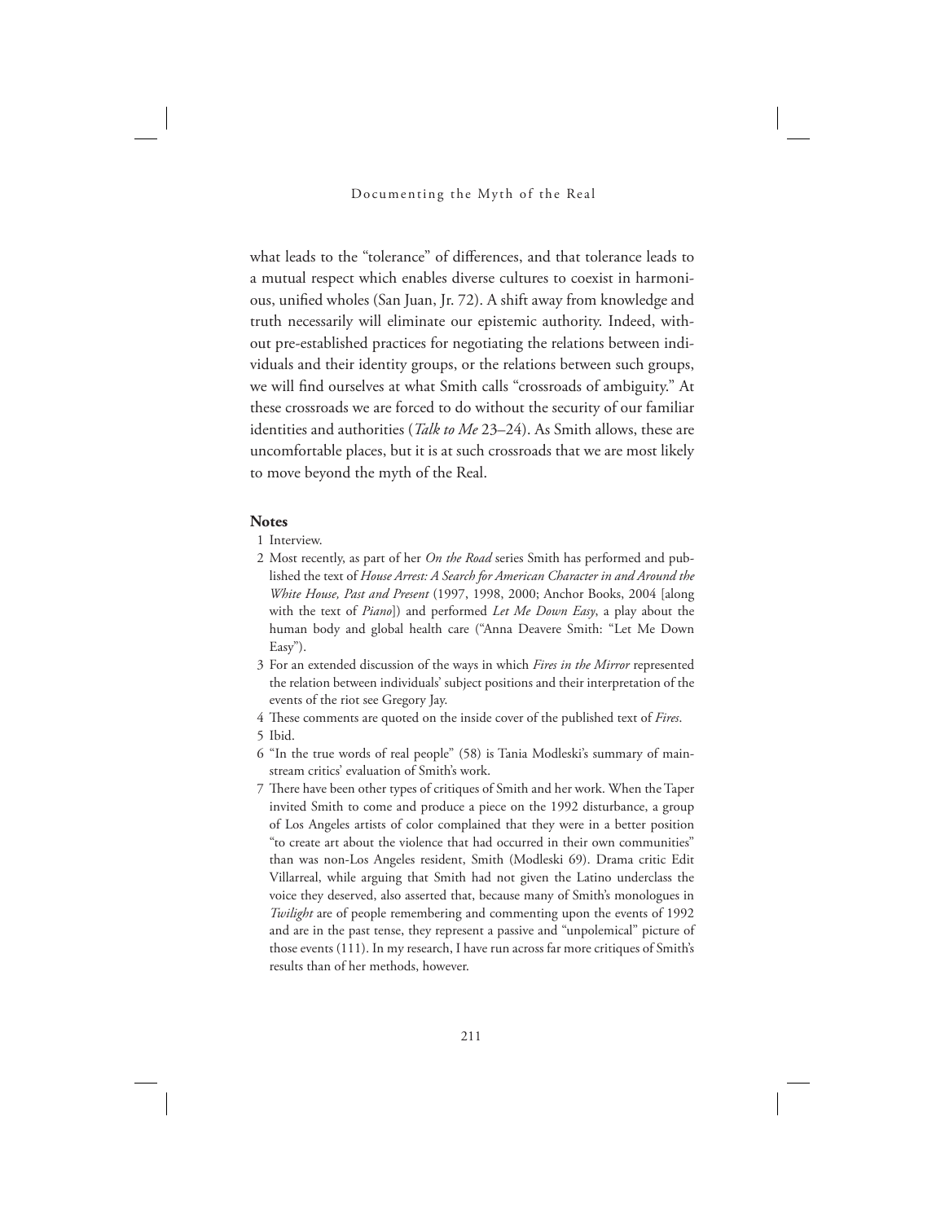what leads to the "tolerance" of differences, and that tolerance leads to a mutual respect which enables diverse cultures to coexist in harmonious, unified wholes (San Juan, Jr. 72). A shift away from knowledge and truth necessarily will eliminate our epistemic authority. Indeed, without pre-established practices for negotiating the relations between individuals and their identity groups, or the relations between such groups, we will find ourselves at what Smith calls "crossroads of ambiguity." At these crossroads we are forced to do without the security of our familiar identities and authorities (*Talk to Me* 23–24). As Smith allows, these are uncomfortable places, but it is at such crossroads that we are most likely to move beyond the myth of the Real.

## Notes

1 Interview.

2 Most recently, as part of her *On the Road* series Smith has performed and published the text of *House Arrest: A Search for American Character in and Around the White House, Past and Present* (1997, 1998, 2000; Anchor Books, 2004 [along with the text of *Piano*]) and performed *Let Me Down Easy*, a play about the human body and global health care ("Anna Deavere Smith: "Let Me Down Easy").

3 For an extended discussion of the ways in which *Fires in the Mirror* represented the relation between individuals' subject positions and their interpretation of the events of the riot see Gregory Jay.

4 These comments are quoted on the inside cover of the published text of *Fires*.

5 Ibid.

6 "In the true words of real people" (58) is Tania Modleski's summary of mainstream critics' evaluation of Smith's work.

7 There have been other types of critiques of Smith and her work. When the Taper invited Smith to come and produce a piece on the 1992 disturbance, a group of Los Angeles artists of color complained that they were in a better position "to create art about the violence that had occurred in their own communities" than was non-Los Angeles resident, Smith (Modleski 69). Drama critic Edit Villarreal, while arguing that Smith had not given the Latino underclass the voice they deserved, also asserted that, because many of Smith's monologues in *Twilight* are of people remembering and commenting upon the events of 1992 and are in the past tense, they represent a passive and "unpolemical" picture of those events (111). In my research, I have run across far more critiques of Smith's results than of her methods, however.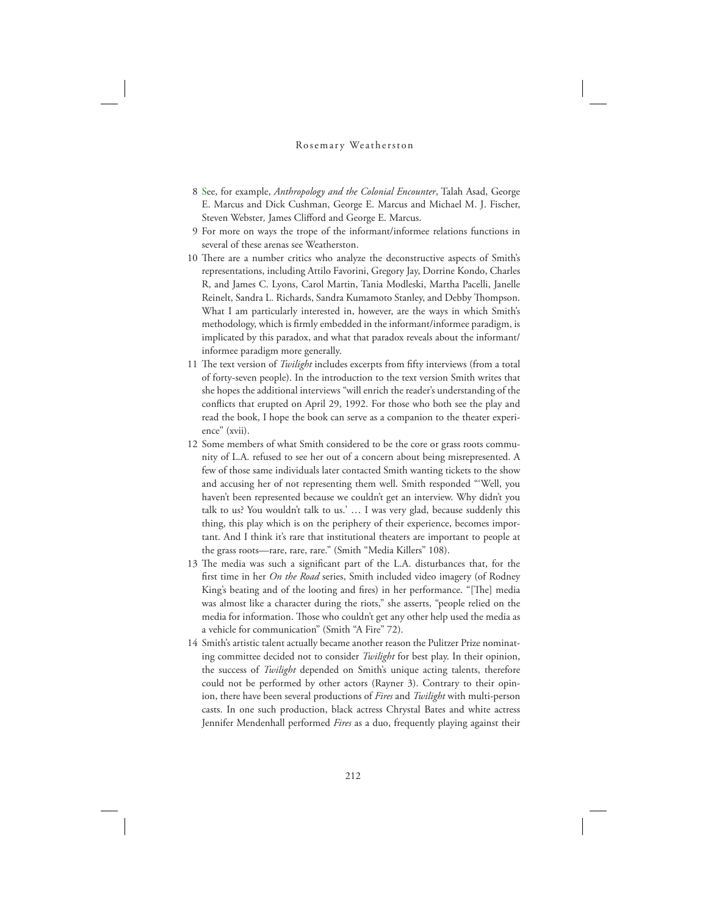8 See, for example, *Anthropology and the Colonial Encounter*, Talah Asad, George E. Marcus and Dick Cushman, George E. Marcus and Michael M. J. Fischer, Steven Webster, James Clifford and George E. Marcus.

9 For more on ways the trope of the informant/informee relations functions in several of these arenas see Weatherston.

10 There are a number critics who analyze the deconstructive aspects of Smith's representations, including Attilo Favorini, Gregory Jay, Dorrine Kondo, Charles R, and James C. Lyons, Carol Martin, Tania Modleski, Martha Pacelli, Janelle Reinelt, Sandra L. Richards, Sandra Kumamoto Stanley, and Debby Thompson. What I am particularly interested in, however, are the ways in which Smith's methodology, which is firmly embedded in the informant/informee paradigm, is implicated by this paradox, and what that paradox reveals about the informant/informee paradigm more generally.

11 The text version of *Twilight* includes excerpts from fifty interviews (from a total of forty-seven people). In the introduction to the text version Smith writes that she hopes the additional interviews "will enrich the reader's understanding of the conflicts that erupted on April 29, 1992. For those who both see the play and read the book, I hope the book can serve as a companion to the theater experience" (xvii).

12 Some members of what Smith considered to be the core or grass roots community of L.A. refused to see her out of a concern about being misrepresented. A few of those same individuals later contacted Smith wanting tickets to the show and accusing her of not representing them well. Smith responded "'Well, you haven't been represented because we couldn't get an interview. Why didn't you talk to us? You wouldn't talk to us.' … I was very glad, because suddenly this thing, this play which is on the periphery of their experience, becomes important. And I think it's rare that institutional theaters are important to people at the grass roots—rare, rare, rare." (Smith "Media Killers" 108).

13 The media was such a significant part of the L.A. disturbances that, for the first time in her *On the Road* series, Smith included video imagery (of Rodney King's beating and of the looting and fires) in her performance. "[The] media was almost like a character during the riots," she asserts, "people relied on the media for information. Those who couldn't get any other help used the media as a vehicle for communication" (Smith "A Fire" 72).

14 Smith's artistic talent actually became another reason the Pulitzer Prize nominating committee decided not to consider *Twilight* for best play. In their opinion, the success of *Twilight* depended on Smith's unique acting talents, therefore could not be performed by other actors (Rayner 3). Contrary to their opinion, there have been several productions of *Fires* and *Twilight* with multi-person casts. In one such production, black actress Chrystal Bates and white actress Jennifer Mendenhall performed *Fires* as a duo, frequently playing against their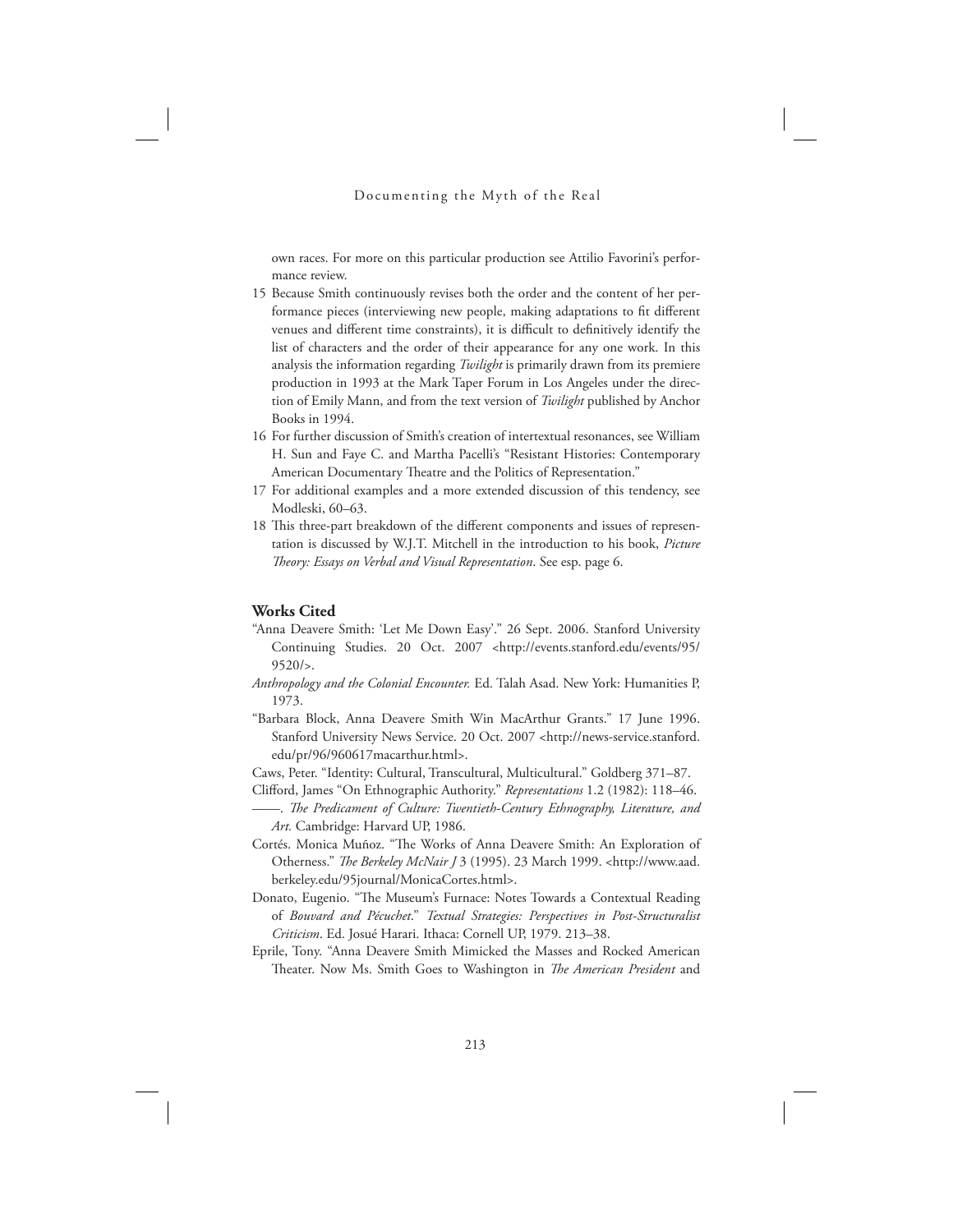own races. For more on this particular production see Attilio Favorini's performance review.

15 Because Smith continuously revises both the order and the content of her performance pieces (interviewing new people, making adaptations to fit different venues and different time constraints), it is difficult to definitively identify the list of characters and the order of their appearance for any one work. In this analysis the information regarding *Twilight* is primarily drawn from its premiere production in 1993 at the Mark Taper Forum in Los Angeles under the direction of Emily Mann, and from the text version of *Twilight* published by Anchor Books in 1994.

16 For further discussion of Smith's creation of intertextual resonances, see William H. Sun and Faye C. and Martha Pacelli's "Resistant Histories: Contemporary American Documentary Theatre and the Politics of Representation."

17 For additional examples and a more extended discussion of this tendency, see Modleski, 60–63.

18 This three-part breakdown of the different components and issues of representation is discussed by W.J.T. Mitchell in the introduction to his book, *Picture Theory: Essays on Verbal and Visual Representation*. See esp. page 6.

## Works Cited

"Anna Deavere Smith: 'Let Me Down Easy'." 26 Sept. 2006. Stanford University Continuing Studies. 20 Oct. 2007 <http://events.stanford.edu/events/95/9520/>.

*Anthropology and the Colonial Encounter.* Ed. Talah Asad. New York: Humanities P, 1973.

"Barbara Block, Anna Deavere Smith Win MacArthur Grants." 17 June 1996. Stanford University News Service. 20 Oct. 2007 <http://news-service.stanford.edu/pr/96/960617macarthur.html>.

Caws, Peter. "Identity: Cultural, Transcultural, Multicultural." Goldberg 371–87.

Clifford, James "On Ethnographic Authority." *Representations* 1.2 (1982): 118–46.

——. *The Predicament of Culture: Twentieth-Century Ethnography, Literature, and Art.* Cambridge: Harvard UP, 1986.

Cortés. Monica Muñoz. "The Works of Anna Deavere Smith: An Exploration of Otherness." *The Berkeley McNair J* 3 (1995). 23 March 1999. <http://www.aad.berkeley.edu/95journal/MonicaCortes.html>.

Donato, Eugenio. "The Museum's Furnace: Notes Towards a Contextual Reading of *Bouvard and Pécuchet*." *Textual Strategies: Perspectives in Post-Structuralist Criticism*. Ed. Josué Harari. Ithaca: Cornell UP, 1979. 213–38.

Eprile, Tony. "Anna Deavere Smith Mimicked the Masses and Rocked American Theater. Now Ms. Smith Goes to Washington in *The American President* and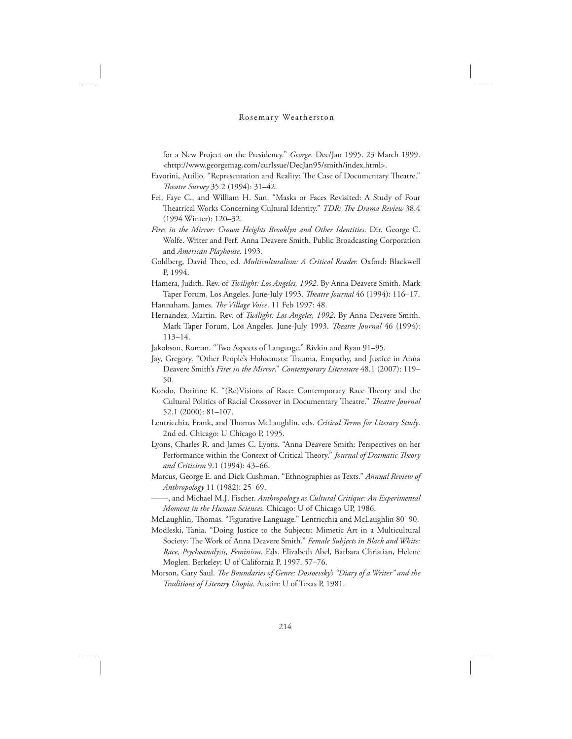for a New Project on the Presidency." *George*. Dec/Jan 1995. 23 March 1999. <http://www.georgemag.com/curIssue/DecJan95/smith/index.html>.

Favorini, Attilio. "Representation and Reality: The Case of Documentary Theatre." *Theatre Survey* 35.2 (1994): 31–42.

Fei, Faye C., and William H. Sun. "Masks or Faces Revisited: A Study of Four Theatrical Works Concerning Cultural Identity." *TDR: The Drama Review* 38.4 (1994 Winter): 120–32.

*Fires in the Mirror: Crown Heights Brooklyn and Other Identities*. Dir. George C. Wolfe. Writer and Perf. Anna Deavere Smith. Public Broadcasting Corporation and *American Playhouse*. 1993.

Goldberg, David Theo, ed. *Multiculturalism: A Critical Reader.* Oxford: Blackwell P, 1994.

Hamera, Judith. Rev. of *Twilight: Los Angeles, 1992*. By Anna Deavere Smith. Mark Taper Forum, Los Angeles. June-July 1993. *Theatre Journal* 46 (1994): 116–17.

Hannaham, James. *The Village Voice*. 11 Feb 1997: 48.

Hernandez, Martin. Rev. of *Twilight: Los Angeles, 1992*. By Anna Deavere Smith. Mark Taper Forum, Los Angeles. June-July 1993. *Theatre Journal* 46 (1994): 113–14.

Jakobson, Roman. "Two Aspects of Language." Rivkin and Ryan 91–95.

Jay, Gregory. "Other People's Holocausts: Trauma, Empathy, and Justice in Anna Deavere Smith's *Fires in the Mirror*." *Contemporary Literature* 48.1 (2007): 119–50.

Kondo, Dorinne K. "(Re)Visions of Race: Contemporary Race Theory and the Cultural Politics of Racial Crossover in Documentary Theatre." *Theatre Journal* 52.1 (2000): 81–107.

Lentricchia, Frank, and Thomas McLaughlin, eds. *Critical Terms for Literary Study*. 2nd ed. Chicago: U Chicago P, 1995.

Lyons, Charles R. and James C. Lyons. "Anna Deavere Smith: Perspectives on her Performance within the Context of Critical Theory." *Journal of Dramatic Theory and Criticism* 9.1 (1994): 43–66.

Marcus, George E. and Dick Cushman. "Ethnographies as Texts." *Annual Review of Anthropology* 11 (1982): 25–69.

——, and Michael M.J. Fischer. *Anthropology as Cultural Critique: An Experimental Moment in the Human Sciences.* Chicago: U of Chicago UP, 1986.

McLaughlin, Thomas. "Figurative Language." Lentricchia and McLaughlin 80–90.

Modleski, Tania. "Doing Justice to the Subjects: Mimetic Art in a Multicultural Society: The Work of Anna Deavere Smith." *Female Subjects in Black and White: Race, Psychoanalysis, Feminism*. Eds. Elizabeth Abel, Barbara Christian, Helene Moglen. Berkeley: U of California P, 1997. 57–76.

Morson, Gary Saul. *The Boundaries of Genre: Dostoevsky's "Diary of a Writer" and the Traditions of Literary Utopia*. Austin: U of Texas P, 1981.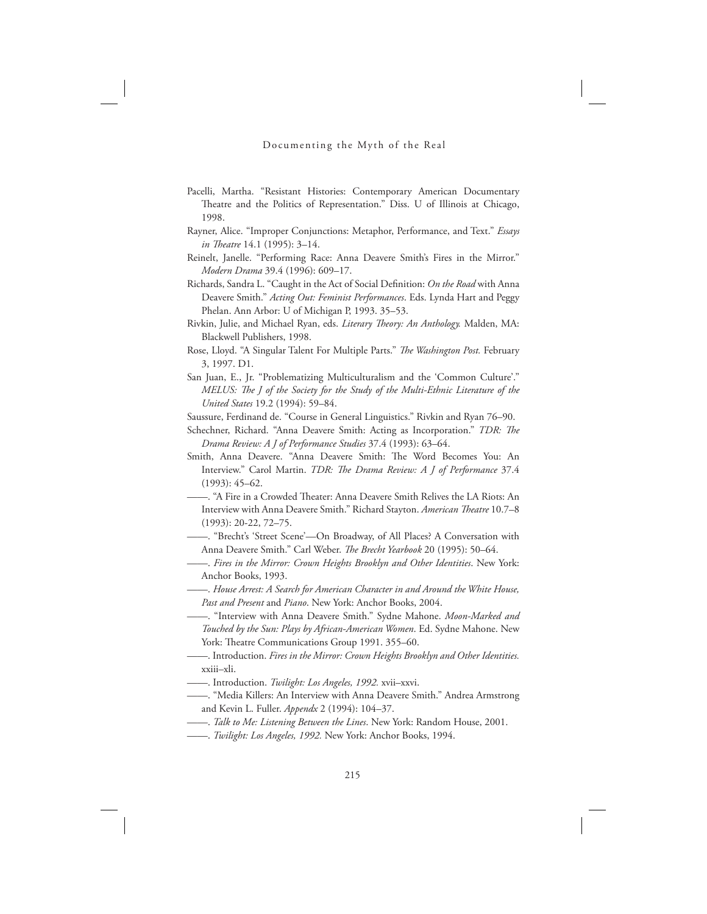Pacelli, Martha. "Resistant Histories: Contemporary American Documentary Theatre and the Politics of Representation." Diss. U of Illinois at Chicago, 1998.

Rayner, Alice. "Improper Conjunctions: Metaphor, Performance, and Text." *Essays in Theatre* 14.1 (1995): 3–14.

Reinelt, Janelle. "Performing Race: Anna Deavere Smith's Fires in the Mirror." *Modern Drama* 39.4 (1996): 609–17.

Richards, Sandra L. "Caught in the Act of Social Definition: *On the Road* with Anna Deavere Smith." *Acting Out: Feminist Performances*. Eds. Lynda Hart and Peggy Phelan. Ann Arbor: U of Michigan P, 1993. 35–53.

Rivkin, Julie, and Michael Ryan, eds. *Literary Theory: An Anthology.* Malden, MA: Blackwell Publishers, 1998.

Rose, Lloyd. "A Singular Talent For Multiple Parts." *The Washington Post.* February 3, 1997. D1.

San Juan, E., Jr. "Problematizing Multiculturalism and the 'Common Culture'." *MELUS: The J of the Society for the Study of the Multi-Ethnic Literature of the United States* 19.2 (1994): 59–84.

Saussure, Ferdinand de. "Course in General Linguistics." Rivkin and Ryan 76–90.

Schechner, Richard. "Anna Deavere Smith: Acting as Incorporation." *TDR: The Drama Review: A J of Performance Studies* 37.4 (1993): 63–64.

Smith, Anna Deavere. "Anna Deavere Smith: The Word Becomes You: An Interview." Carol Martin. *TDR: The Drama Review: A J of Performance* 37.4 (1993): 45–62.

——. "A Fire in a Crowded Theater: Anna Deavere Smith Relives the LA Riots: An Interview with Anna Deavere Smith." Richard Stayton. *American Theatre* 10.7–8 (1993): 20-22, 72–75.

——. "Brecht's 'Street Scene'—On Broadway, of All Places? A Conversation with Anna Deavere Smith." Carl Weber. *The Brecht Yearbook* 20 (1995): 50–64.

——. *Fires in the Mirror: Crown Heights Brooklyn and Other Identities*. New York: Anchor Books, 1993.

——. *House Arrest: A Search for American Character in and Around the White House, Past and Present* and *Piano*. New York: Anchor Books, 2004.

——. "Interview with Anna Deavere Smith." Sydne Mahone. *Moon-Marked and Touched by the Sun: Plays by African-American Women*. Ed. Sydne Mahone. New York: Theatre Communications Group 1991. 355–60.

——. Introduction. *Fires in the Mirror: Crown Heights Brooklyn and Other Identities.* xxiii–xli.

——. Introduction. *Twilight: Los Angeles, 1992.* xvii–xxvi.

——. "Media Killers: An Interview with Anna Deavere Smith." Andrea Armstrong and Kevin L. Fuller. *Appendx* 2 (1994): 104–37.

——. *Talk to Me: Listening Between the Lines*. New York: Random House, 2001.

——. *Twilight: Los Angeles, 1992.* New York: Anchor Books, 1994.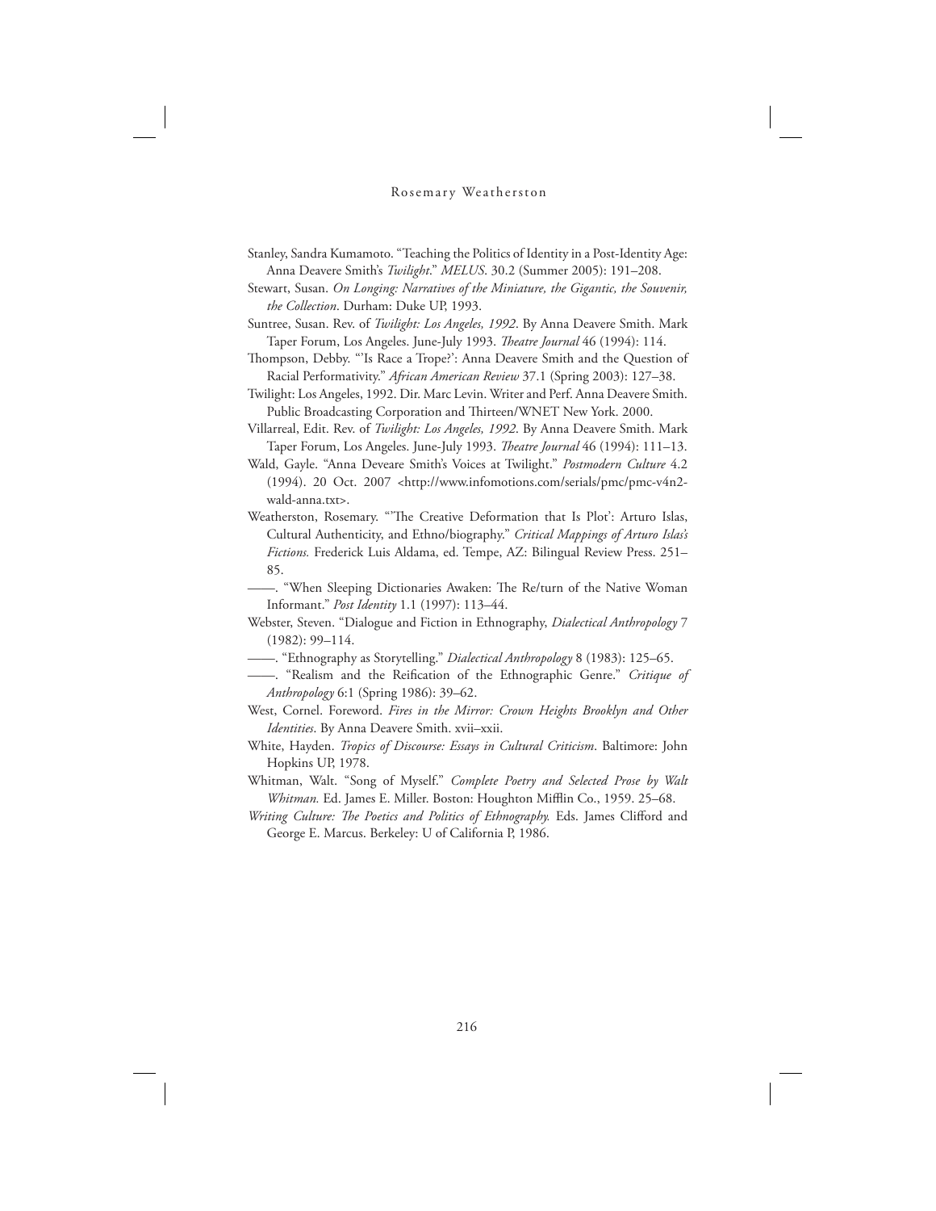Stanley, Sandra Kumamoto. "Teaching the Politics of Identity in a Post-Identity Age: Anna Deavere Smith's *Twilight*." *MELUS*. 30.2 (Summer 2005): 191–208.

Stewart, Susan. *On Longing: Narratives of the Miniature, the Gigantic, the Souvenir, the Collection*. Durham: Duke UP, 1993.

Suntree, Susan. Rev. of *Twilight: Los Angeles, 1992*. By Anna Deavere Smith. Mark Taper Forum, Los Angeles. June-July 1993. *Theatre Journal* 46 (1994): 114.

Thompson, Debby. "'Is Race a Trope?': Anna Deavere Smith and the Question of Racial Performativity." *African American Review* 37.1 (Spring 2003): 127–38.

Twilight: Los Angeles, 1992. Dir. Marc Levin. Writer and Perf. Anna Deavere Smith. Public Broadcasting Corporation and Thirteen/WNET New York. 2000.

Villarreal, Edit. Rev. of *Twilight: Los Angeles, 1992*. By Anna Deavere Smith. Mark Taper Forum, Los Angeles. June-July 1993. *Theatre Journal* 46 (1994): 111–13.

Wald, Gayle. "Anna Deveare Smith's Voices at Twilight." *Postmodern Culture* 4.2 (1994). 20 Oct. 2007 <http://www.infomotions.com/serials/pmc/pmc-v4n2-wald-anna.txt>.

Weatherston, Rosemary. "'The Creative Deformation that Is Plot': Arturo Islas, Cultural Authenticity, and Ethno/biography." *Critical Mappings of Arturo Islas's Fictions.* Frederick Luis Aldama, ed. Tempe, AZ: Bilingual Review Press. 251–85.

——. "When Sleeping Dictionaries Awaken: The Re/turn of the Native Woman Informant." *Post Identity* 1.1 (1997): 113–44.

Webster, Steven. "Dialogue and Fiction in Ethnography, *Dialectical Anthropology* 7 (1982): 99–114.

——. "Ethnography as Storytelling." *Dialectical Anthropology* 8 (1983): 125–65.

——. "Realism and the Reification of the Ethnographic Genre." *Critique of Anthropology* 6:1 (Spring 1986): 39–62.

West, Cornel. Foreword. *Fires in the Mirror: Crown Heights Brooklyn and Other Identities*. By Anna Deavere Smith. xvii–xxii.

White, Hayden. *Tropics of Discourse: Essays in Cultural Criticism*. Baltimore: John Hopkins UP, 1978.

Whitman, Walt. "Song of Myself." *Complete Poetry and Selected Prose by Walt Whitman.* Ed. James E. Miller. Boston: Houghton Mifflin Co., 1959. 25–68.

*Writing Culture: The Poetics and Politics of Ethnography.* Eds. James Clifford and George E. Marcus. Berkeley: U of California P, 1986.